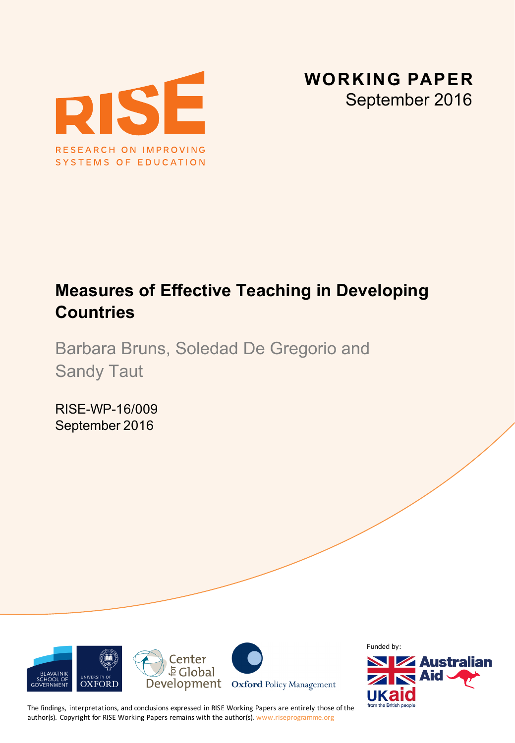RISE

RESEARCH ON IMPROVING SYSTEMS OF EDUCATION

**WORKING PAPER**
September 2016

# Measures of Effective Teaching in Developing Countries

Barbara Bruns, Soledad De Gregorio and Sandy Taut

RISE-WP-16/009
September 2016

Funded by:

The findings, interpretations, and conclusions expressed in RISE Working Papers are entirely those of the author(s). Copyright for RISE Working Papers remains with the author(s). www.riseprogramme.org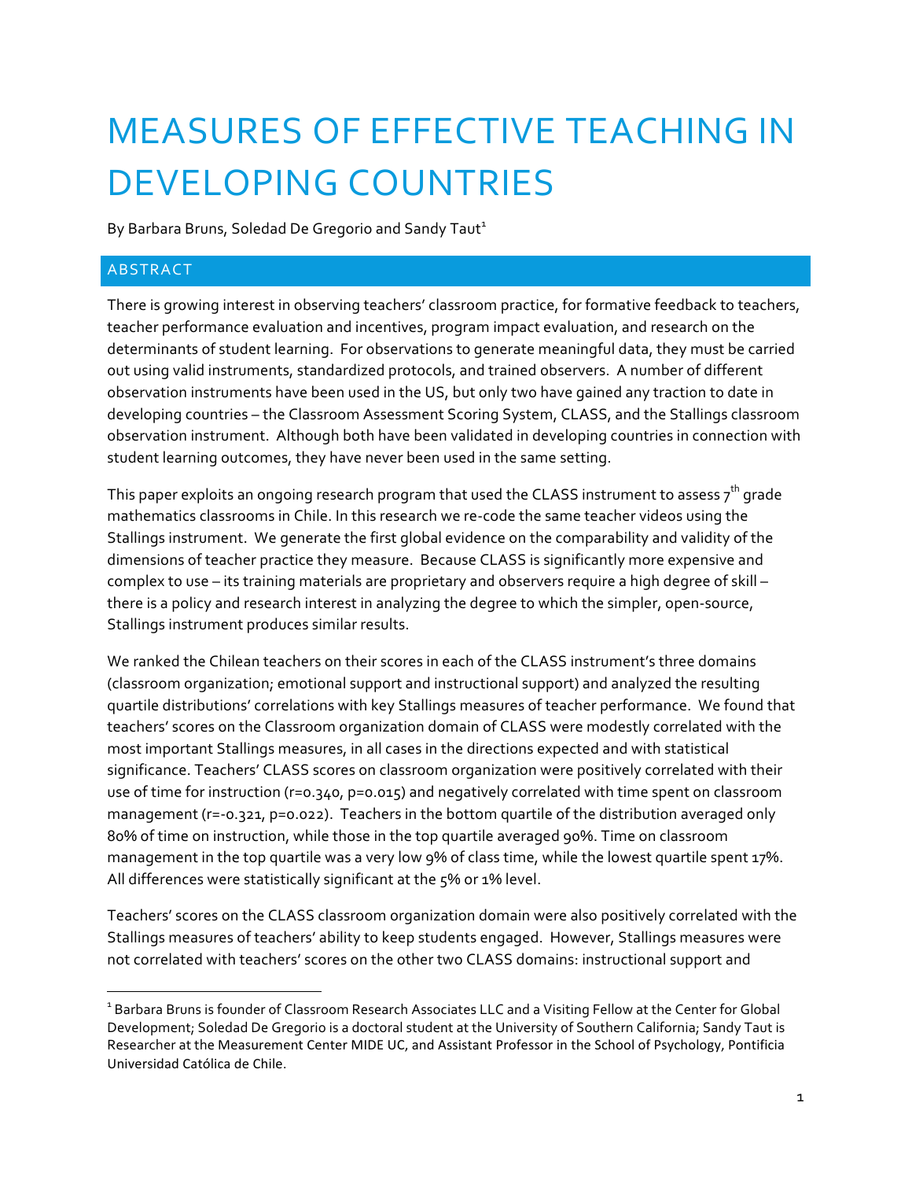# MEASURES OF EFFECTIVE TEACHING IN DEVELOPING COUNTRIES

By Barbara Bruns, Soledad De Gregorio and Sandy Taut[1]

## ABSTRACT

There is growing interest in observing teachers' classroom practice, for formative feedback to teachers, teacher performance evaluation and incentives, program impact evaluation, and research on the determinants of student learning. For observations to generate meaningful data, they must be carried out using valid instruments, standardized protocols, and trained observers. A number of different observation instruments have been used in the US, but only two have gained any traction to date in developing countries – the Classroom Assessment Scoring System, CLASS, and the Stallings classroom observation instrument. Although both have been validated in developing countries in connection with student learning outcomes, they have never been used in the same setting.

This paper exploits an ongoing research program that used the CLASS instrument to assess 7th grade mathematics classrooms in Chile. In this research we re-code the same teacher videos using the Stallings instrument. We generate the first global evidence on the comparability and validity of the dimensions of teacher practice they measure. Because CLASS is significantly more expensive and complex to use – its training materials are proprietary and observers require a high degree of skill – there is a policy and research interest in analyzing the degree to which the simpler, open-source, Stallings instrument produces similar results.

We ranked the Chilean teachers on their scores in each of the CLASS instrument's three domains (classroom organization; emotional support and instructional support) and analyzed the resulting quartile distributions' correlations with key Stallings measures of teacher performance. We found that teachers' scores on the Classroom organization domain of CLASS were modestly correlated with the most important Stallings measures, in all cases in the directions expected and with statistical significance. Teachers' CLASS scores on classroom organization were positively correlated with their use of time for instruction ($r=0.340$, $p=0.015$) and negatively correlated with time spent on classroom management ($r=-0.321$, $p=0.022$). Teachers in the bottom quartile of the distribution averaged only 80% of time on instruction, while those in the top quartile averaged 90%. Time on classroom management in the top quartile was a very low 9% of class time, while the lowest quartile spent 17%. All differences were statistically significant at the 5% or 1% level.

Teachers' scores on the CLASS classroom organization domain were also positively correlated with the Stallings measures of teachers' ability to keep students engaged. However, Stallings measures were not correlated with teachers' scores on the other two CLASS domains: instructional support and

[1] Barbara Bruns is founder of Classroom Research Associates LLC and a Visiting Fellow at the Center for Global Development; Soledad De Gregorio is a doctoral student at the University of Southern California; Sandy Taut is Researcher at the Measurement Center MIDE UC, and Assistant Professor in the School of Psychology, Pontificia Universidad Católica de Chile.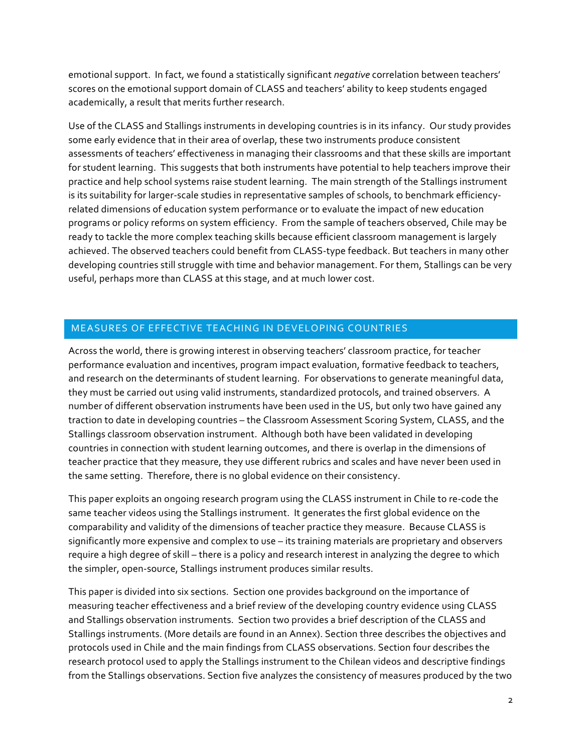emotional support. In fact, we found a statistically significant *negative* correlation between teachers' scores on the emotional support domain of CLASS and teachers' ability to keep students engaged academically, a result that merits further research.

Use of the CLASS and Stallings instruments in developing countries is in its infancy. Our study provides some early evidence that in their area of overlap, these two instruments produce consistent assessments of teachers' effectiveness in managing their classrooms and that these skills are important for student learning. This suggests that both instruments have potential to help teachers improve their practice and help school systems raise student learning. The main strength of the Stallings instrument is its suitability for larger-scale studies in representative samples of schools, to benchmark efficiency-related dimensions of education system performance or to evaluate the impact of new education programs or policy reforms on system efficiency. From the sample of teachers observed, Chile may be ready to tackle the more complex teaching skills because efficient classroom management is largely achieved. The observed teachers could benefit from CLASS-type feedback. But teachers in many other developing countries still struggle with time and behavior management. For them, Stallings can be very useful, perhaps more than CLASS at this stage, and at much lower cost.

## MEASURES OF EFFECTIVE TEACHING IN DEVELOPING COUNTRIES

Across the world, there is growing interest in observing teachers' classroom practice, for teacher performance evaluation and incentives, program impact evaluation, formative feedback to teachers, and research on the determinants of student learning. For observations to generate meaningful data, they must be carried out using valid instruments, standardized protocols, and trained observers. A number of different observation instruments have been used in the US, but only two have gained any traction to date in developing countries – the Classroom Assessment Scoring System, CLASS, and the Stallings classroom observation instrument. Although both have been validated in developing countries in connection with student learning outcomes, and there is overlap in the dimensions of teacher practice that they measure, they use different rubrics and scales and have never been used in the same setting. Therefore, there is no global evidence on their consistency.

This paper exploits an ongoing research program using the CLASS instrument in Chile to re-code the same teacher videos using the Stallings instrument. It generates the first global evidence on the comparability and validity of the dimensions of teacher practice they measure. Because CLASS is significantly more expensive and complex to use – its training materials are proprietary and observers require a high degree of skill – there is a policy and research interest in analyzing the degree to which the simpler, open-source, Stallings instrument produces similar results.

This paper is divided into six sections. Section one provides background on the importance of measuring teacher effectiveness and a brief review of the developing country evidence using CLASS and Stallings observation instruments. Section two provides a brief description of the CLASS and Stallings instruments. (More details are found in an Annex). Section three describes the objectives and protocols used in Chile and the main findings from CLASS observations. Section four describes the research protocol used to apply the Stallings instrument to the Chilean videos and descriptive findings from the Stallings observations. Section five analyzes the consistency of measures produced by the two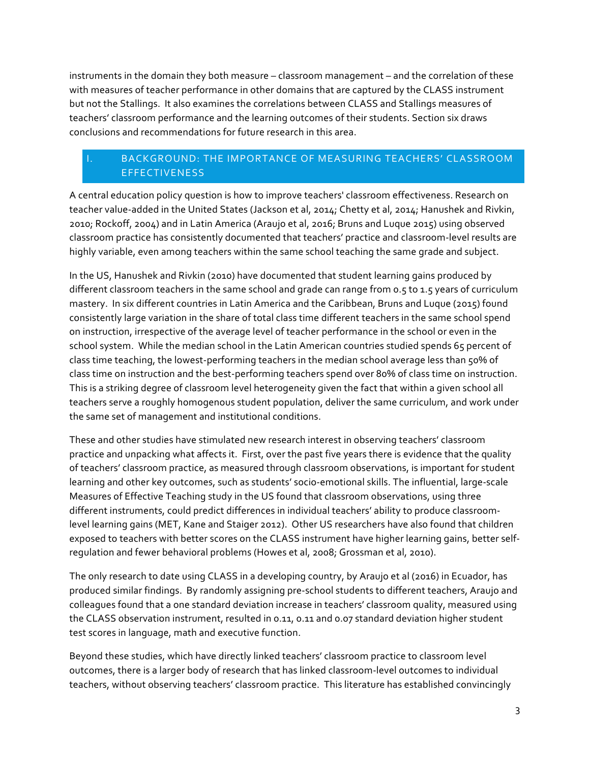instruments in the domain they both measure – classroom management – and the correlation of these with measures of teacher performance in other domains that are captured by the CLASS instrument but not the Stallings. It also examines the correlations between CLASS and Stallings measures of teachers' classroom performance and the learning outcomes of their students. Section six draws conclusions and recommendations for future research in this area.

## I. BACKGROUND: THE IMPORTANCE OF MEASURING TEACHERS' CLASSROOM EFFECTIVENESS

A central education policy question is how to improve teachers' classroom effectiveness. Research on teacher value-added in the United States (Jackson et al, 2014; Chetty et al, 2014; Hanushek and Rivkin, 2010; Rockoff, 2004) and in Latin America (Araujo et al, 2016; Bruns and Luque 2015) using observed classroom practice has consistently documented that teachers' practice and classroom-level results are highly variable, even among teachers within the same school teaching the same grade and subject.

In the US, Hanushek and Rivkin (2010) have documented that student learning gains produced by different classroom teachers in the same school and grade can range from 0.5 to 1.5 years of curriculum mastery. In six different countries in Latin America and the Caribbean, Bruns and Luque (2015) found consistently large variation in the share of total class time different teachers in the same school spend on instruction, irrespective of the average level of teacher performance in the school or even in the school system. While the median school in the Latin American countries studied spends 65 percent of class time teaching, the lowest-performing teachers in the median school average less than 50% of class time on instruction and the best-performing teachers spend over 80% of class time on instruction. This is a striking degree of classroom level heterogeneity given the fact that within a given school all teachers serve a roughly homogenous student population, deliver the same curriculum, and work under the same set of management and institutional conditions.

These and other studies have stimulated new research interest in observing teachers' classroom practice and unpacking what affects it. First, over the past five years there is evidence that the quality of teachers' classroom practice, as measured through classroom observations, is important for student learning and other key outcomes, such as students' socio-emotional skills. The influential, large-scale Measures of Effective Teaching study in the US found that classroom observations, using three different instruments, could predict differences in individual teachers' ability to produce classroom-level learning gains (MET, Kane and Staiger 2012). Other US researchers have also found that children exposed to teachers with better scores on the CLASS instrument have higher learning gains, better self-regulation and fewer behavioral problems (Howes et al, 2008; Grossman et al, 2010).

The only research to date using CLASS in a developing country, by Araujo et al (2016) in Ecuador, has produced similar findings. By randomly assigning pre-school students to different teachers, Araujo and colleagues found that a one standard deviation increase in teachers' classroom quality, measured using the CLASS observation instrument, resulted in 0.11, 0.11 and 0.07 standard deviation higher student test scores in language, math and executive function.

Beyond these studies, which have directly linked teachers' classroom practice to classroom level outcomes, there is a larger body of research that has linked classroom-level outcomes to individual teachers, without observing teachers' classroom practice. This literature has established convincingly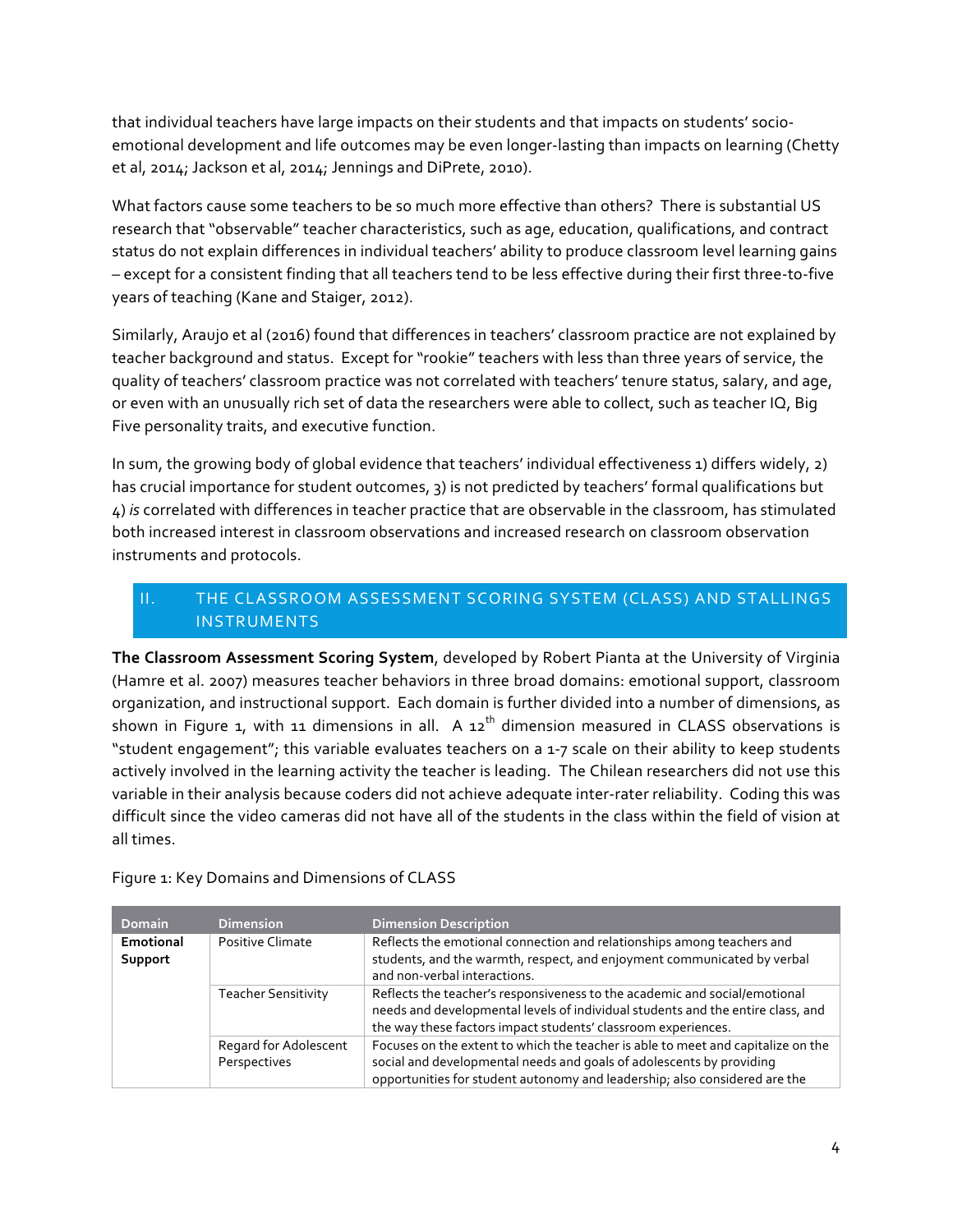that individual teachers have large impacts on their students and that impacts on students' socio-emotional development and life outcomes may be even longer-lasting than impacts on learning (Chetty et al, 2014; Jackson et al, 2014; Jennings and DiPrete, 2010).

What factors cause some teachers to be so much more effective than others? There is substantial US research that "observable" teacher characteristics, such as age, education, qualifications, and contract status do not explain differences in individual teachers' ability to produce classroom level learning gains – except for a consistent finding that all teachers tend to be less effective during their first three-to-five years of teaching (Kane and Staiger, 2012).

Similarly, Araujo et al (2016) found that differences in teachers' classroom practice are not explained by teacher background and status. Except for "rookie" teachers with less than three years of service, the quality of teachers' classroom practice was not correlated with teachers' tenure status, salary, and age, or even with an unusually rich set of data the researchers were able to collect, such as teacher IQ, Big Five personality traits, and executive function.

In sum, the growing body of global evidence that teachers' individual effectiveness 1) differs widely, 2) has crucial importance for student outcomes, 3) is not predicted by teachers' formal qualifications but 4) *is* correlated with differences in teacher practice that are observable in the classroom, has stimulated both increased interest in classroom observations and increased research on classroom observation instruments and protocols.

## II. THE CLASSROOM ASSESSMENT SCORING SYSTEM (CLASS) AND STALLINGS INSTRUMENTS

**The Classroom Assessment Scoring System**, developed by Robert Pianta at the University of Virginia (Hamre et al. 2007) measures teacher behaviors in three broad domains: emotional support, classroom organization, and instructional support. Each domain is further divided into a number of dimensions, as shown in Figure 1, with 11 dimensions in all. A 12th dimension measured in CLASS observations is "student engagement"; this variable evaluates teachers on a 1-7 scale on their ability to keep students actively involved in the learning activity the teacher is leading. The Chilean researchers did not use this variable in their analysis because coders did not achieve adequate inter-rater reliability. Coding this was difficult since the video cameras did not have all of the students in the class within the field of vision at all times.

Figure 1: Key Domains and Dimensions of CLASS

| Domain | Dimension | Dimension Description |
|---|---|---|
| **Emotional Support** | Positive Climate | Reflects the emotional connection and relationships among teachers and students, and the warmth, respect, and enjoyment communicated by verbal and non-verbal interactions. |
| | Teacher Sensitivity | Reflects the teacher's responsiveness to the academic and social/emotional needs and developmental levels of individual students and the entire class, and the way these factors impact students' classroom experiences. |
| | Regard for Adolescent Perspectives | Focuses on the extent to which the teacher is able to meet and capitalize on the social and developmental needs and goals of adolescents by providing opportunities for student autonomy and leadership; also considered are the |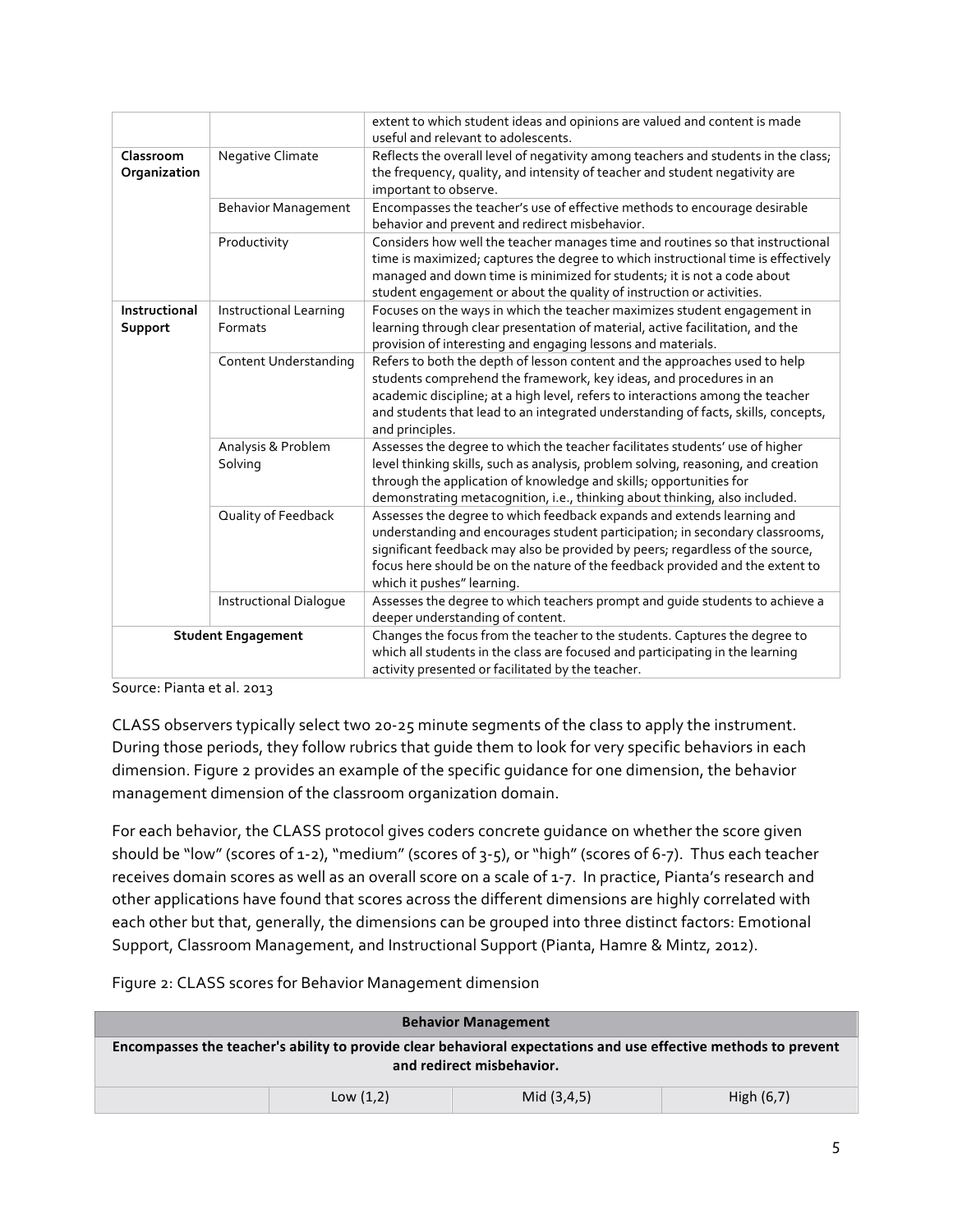| | | |
|---|---|---|
| | | extent to which student ideas and opinions are valued and content is made useful and relevant to adolescents. |
| **Classroom Organization** | Negative Climate | Reflects the overall level of negativity among teachers and students in the class; the frequency, quality, and intensity of teacher and student negativity are important to observe. |
| | Behavior Management | Encompasses the teacher's use of effective methods to encourage desirable behavior and prevent and redirect misbehavior. |
| | Productivity | Considers how well the teacher manages time and routines so that instructional time is maximized; captures the degree to which instructional time is effectively managed and down time is minimized for students; it is not a code about student engagement or about the quality of instruction or activities. |
| **Instructional Support** | Instructional Learning Formats | Focuses on the ways in which the teacher maximizes student engagement in learning through clear presentation of material, active facilitation, and the provision of interesting and engaging lessons and materials. |
| | Content Understanding | Refers to both the depth of lesson content and the approaches used to help students comprehend the framework, key ideas, and procedures in an academic discipline; at a high level, refers to interactions among the teacher and students that lead to an integrated understanding of facts, skills, concepts, and principles. |
| | Analysis & Problem Solving | Assesses the degree to which the teacher facilitates students' use of higher level thinking skills, such as analysis, problem solving, reasoning, and creation through the application of knowledge and skills; opportunities for demonstrating metacognition, i.e., thinking about thinking, also included. |
| | Quality of Feedback | Assesses the degree to which feedback expands and extends learning and understanding and encourages student participation; in secondary classrooms, significant feedback may also be provided by peers; regardless of the source, focus here should be on the nature of the feedback provided and the extent to which it pushes" learning. |
| | Instructional Dialogue | Assesses the degree to which teachers prompt and guide students to achieve a deeper understanding of content. |
| **Student Engagement** | | Changes the focus from the teacher to the students. Captures the degree to which all students in the class are focused and participating in the learning activity presented or facilitated by the teacher. |

Source: Pianta et al. 2013

CLASS observers typically select two 20-25 minute segments of the class to apply the instrument. During those periods, they follow rubrics that guide them to look for very specific behaviors in each dimension. Figure 2 provides an example of the specific guidance for one dimension, the behavior management dimension of the classroom organization domain.

For each behavior, the CLASS protocol gives coders concrete guidance on whether the score given should be "low" (scores of 1-2), "medium" (scores of 3-5), or "high" (scores of 6-7). Thus each teacher receives domain scores as well as an overall score on a scale of 1-7. In practice, Pianta's research and other applications have found that scores across the different dimensions are highly correlated with each other but that, generally, the dimensions can be grouped into three distinct factors: Emotional Support, Classroom Management, and Instructional Support (Pianta, Hamre & Mintz, 2012).

Figure 2: CLASS scores for Behavior Management dimension

| **Behavior Management** | | | |
|---|---|---|---|
| **Encompasses the teacher's ability to provide clear behavioral expectations and use effective methods to prevent and redirect misbehavior.** | | | |
| | Low (1,2) | Mid (3,4,5) | High (6,7) |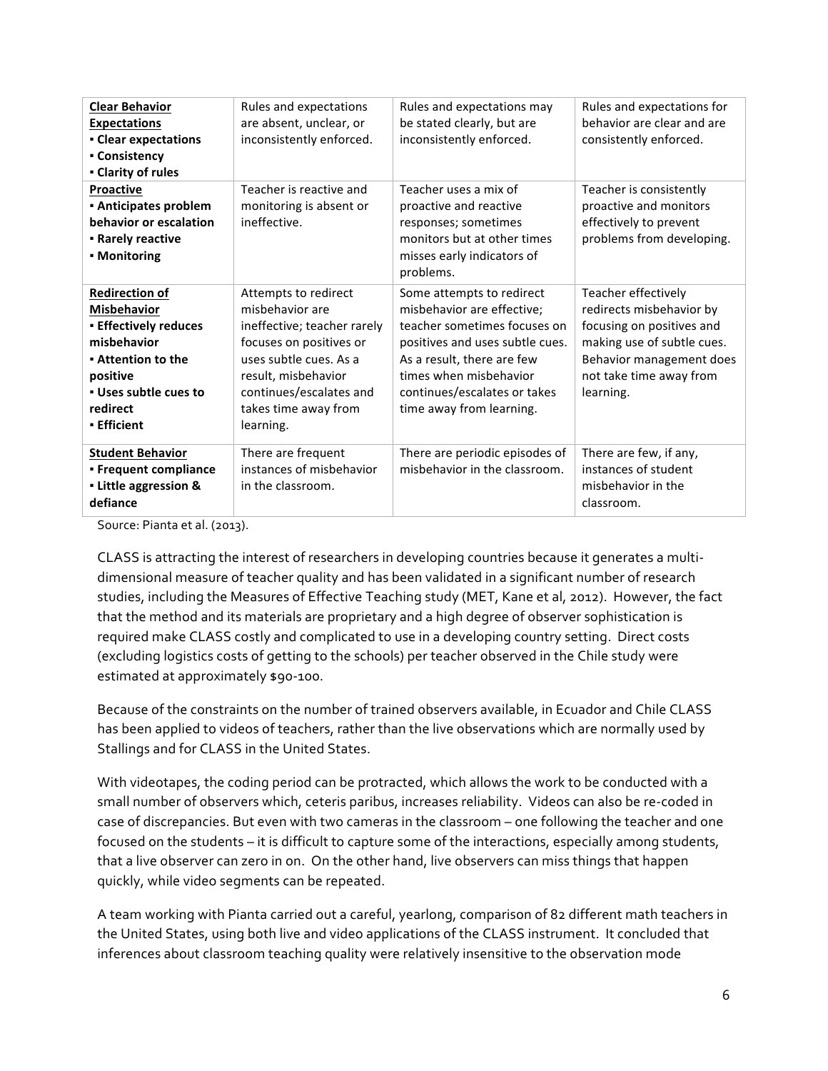| **Clear Behavior Expectations**<br>▪ **Clear expectations**<br>▪ **Consistency**<br>▪ **Clarity of rules** | Rules and expectations are absent, unclear, or inconsistently enforced. | Rules and expectations may be stated clearly, but are inconsistently enforced. | Rules and expectations for behavior are clear and are consistently enforced. |
|---|---|---|---|
| **Proactive**<br>▪ **Anticipates problem behavior or escalation**<br>▪ **Rarely reactive**<br>▪ **Monitoring** | Teacher is reactive and monitoring is absent or ineffective. | Teacher uses a mix of proactive and reactive responses; sometimes monitors but at other times misses early indicators of problems. | Teacher is consistently proactive and monitors effectively to prevent problems from developing. |
| **Redirection of Misbehavior**<br>▪ **Effectively reduces misbehavior**<br>▪ **Attention to the positive**<br>▪ **Uses subtle cues to redirect**<br>▪ **Efficient** | Attempts to redirect misbehavior are ineffective; teacher rarely focuses on positives or uses subtle cues. As a result, misbehavior continues/escalates and takes time away from learning. | Some attempts to redirect misbehavior are effective; teacher sometimes focuses on positives and uses subtle cues. As a result, there are few times when misbehavior continues/escalates or takes time away from learning. | Teacher effectively redirects misbehavior by focusing on positives and making use of subtle cues. Behavior management does not take time away from learning. |
| **Student Behavior**<br>▪ **Frequent compliance**<br>▪ **Little aggression & defiance** | There are frequent instances of misbehavior in the classroom. | There are periodic episodes of misbehavior in the classroom. | There are few, if any, instances of student misbehavior in the classroom. |

Source: Pianta et al. (2013).

CLASS is attracting the interest of researchers in developing countries because it generates a multi-dimensional measure of teacher quality and has been validated in a significant number of research studies, including the Measures of Effective Teaching study (MET, Kane et al, 2012). However, the fact that the method and its materials are proprietary and a high degree of observer sophistication is required make CLASS costly and complicated to use in a developing country setting. Direct costs (excluding logistics costs of getting to the schools) per teacher observed in the Chile study were estimated at approximately $90-100.

Because of the constraints on the number of trained observers available, in Ecuador and Chile CLASS has been applied to videos of teachers, rather than the live observations which are normally used by Stallings and for CLASS in the United States.

With videotapes, the coding period can be protracted, which allows the work to be conducted with a small number of observers which, ceteris paribus, increases reliability. Videos can also be re-coded in case of discrepancies. But even with two cameras in the classroom – one following the teacher and one focused on the students – it is difficult to capture some of the interactions, especially among students, that a live observer can zero in on. On the other hand, live observers can miss things that happen quickly, while video segments can be repeated.

A team working with Pianta carried out a careful, yearlong, comparison of 82 different math teachers in the United States, using both live and video applications of the CLASS instrument. It concluded that inferences about classroom teaching quality were relatively insensitive to the observation mode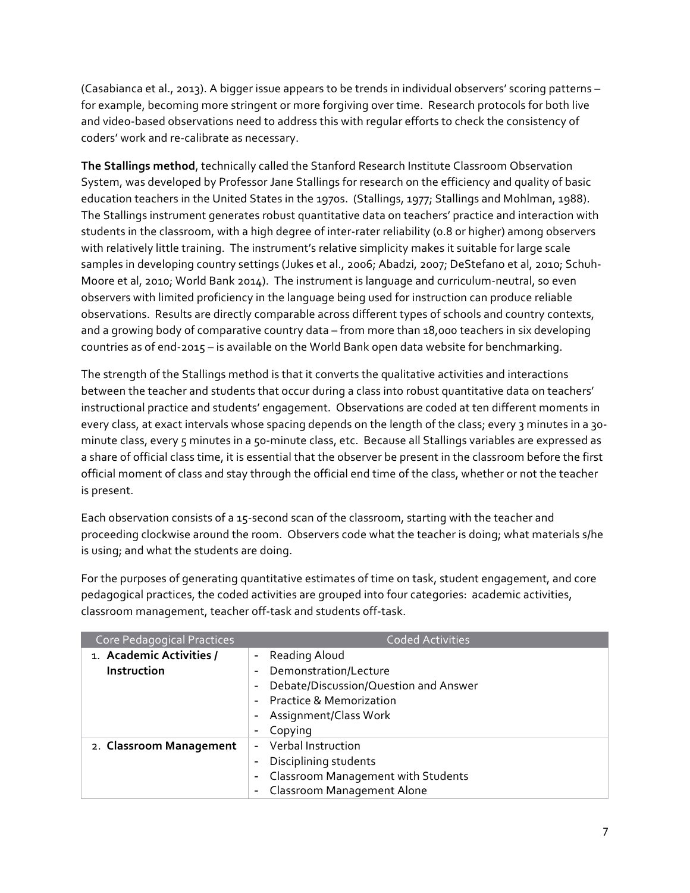(Casabianca et al., 2013). A bigger issue appears to be trends in individual observers' scoring patterns – for example, becoming more stringent or more forgiving over time. Research protocols for both live and video-based observations need to address this with regular efforts to check the consistency of coders' work and re-calibrate as necessary.

**The Stallings method**, technically called the Stanford Research Institute Classroom Observation System, was developed by Professor Jane Stallings for research on the efficiency and quality of basic education teachers in the United States in the 1970s. (Stallings, 1977; Stallings and Mohlman, 1988). The Stallings instrument generates robust quantitative data on teachers' practice and interaction with students in the classroom, with a high degree of inter-rater reliability (0.8 or higher) among observers with relatively little training. The instrument's relative simplicity makes it suitable for large scale samples in developing country settings (Jukes et al., 2006; Abadzi, 2007; DeStefano et al, 2010; Schuh-Moore et al, 2010; World Bank 2014). The instrument is language and curriculum-neutral, so even observers with limited proficiency in the language being used for instruction can produce reliable observations. Results are directly comparable across different types of schools and country contexts, and a growing body of comparative country data – from more than 18,000 teachers in six developing countries as of end-2015 – is available on the World Bank open data website for benchmarking.

The strength of the Stallings method is that it converts the qualitative activities and interactions between the teacher and students that occur during a class into robust quantitative data on teachers' instructional practice and students' engagement. Observations are coded at ten different moments in every class, at exact intervals whose spacing depends on the length of the class; every 3 minutes in a 30-minute class, every 5 minutes in a 50-minute class, etc. Because all Stallings variables are expressed as a share of official class time, it is essential that the observer be present in the classroom before the first official moment of class and stay through the official end time of the class, whether or not the teacher is present.

Each observation consists of a 15-second scan of the classroom, starting with the teacher and proceeding clockwise around the room. Observers code what the teacher is doing; what materials s/he is using; and what the students are doing.

For the purposes of generating quantitative estimates of time on task, student engagement, and core pedagogical practices, the coded activities are grouped into four categories: academic activities, classroom management, teacher off-task and students off-task.

| Core Pedagogical Practices | Coded Activities |
| --- | --- |
| 1. **Academic Activities / Instruction** | - Reading Aloud<br>- Demonstration/Lecture<br>- Debate/Discussion/Question and Answer<br>- Practice & Memorization<br>- Assignment/Class Work<br>- Copying |
| 2. **Classroom Management** | - Verbal Instruction<br>- Disciplining students<br>- Classroom Management with Students<br>- Classroom Management Alone |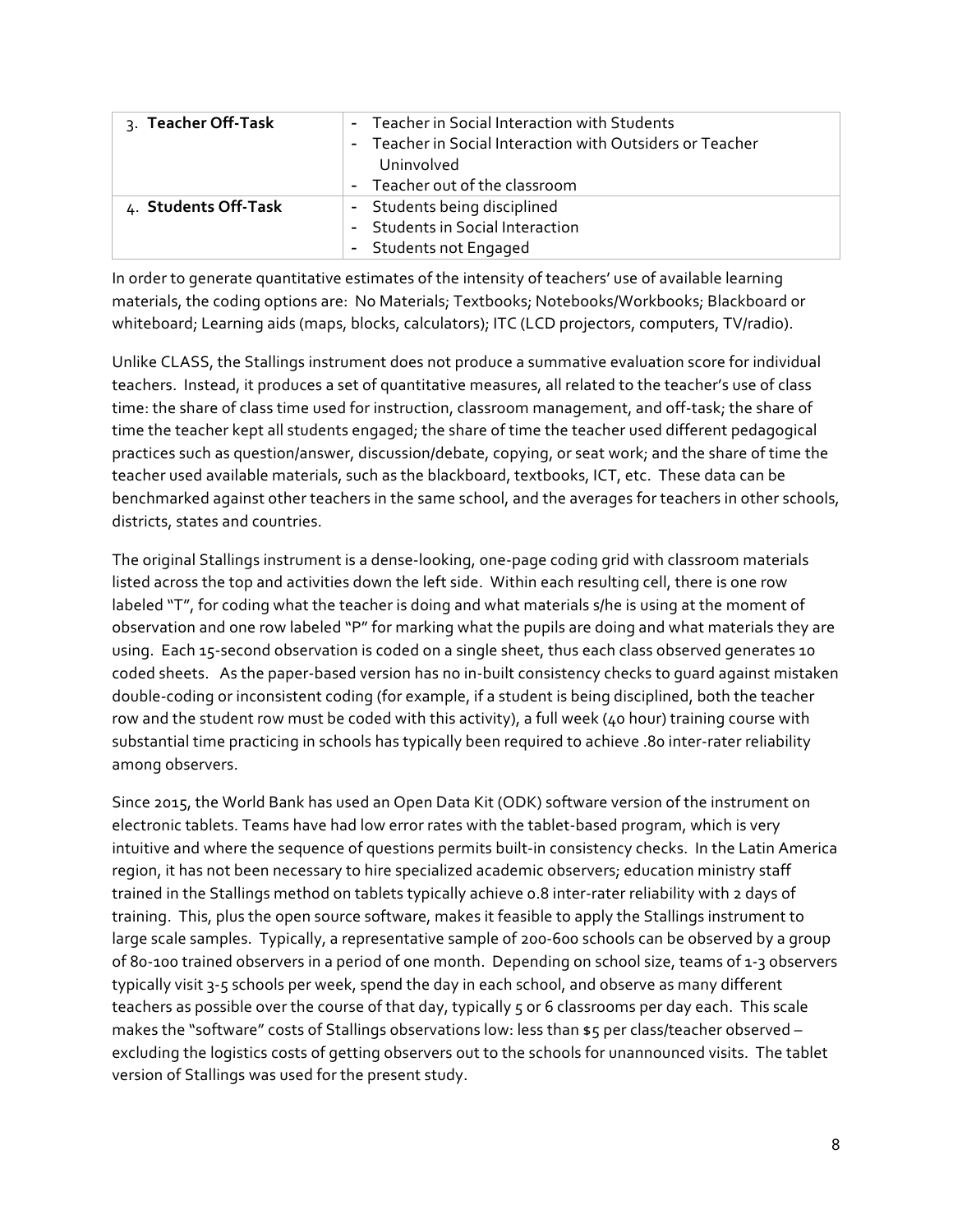| 3. **Teacher Off-Task** | - Teacher in Social Interaction with Students<br>- Teacher in Social Interaction with Outsiders or Teacher Uninvolved<br>- Teacher out of the classroom |
|---|---|
| 4. **Students Off-Task** | - Students being disciplined<br>- Students in Social Interaction<br>- Students not Engaged |

In order to generate quantitative estimates of the intensity of teachers' use of available learning materials, the coding options are: No Materials; Textbooks; Notebooks/Workbooks; Blackboard or whiteboard; Learning aids (maps, blocks, calculators); ITC (LCD projectors, computers, TV/radio).

Unlike CLASS, the Stallings instrument does not produce a summative evaluation score for individual teachers. Instead, it produces a set of quantitative measures, all related to the teacher's use of class time: the share of class time used for instruction, classroom management, and off-task; the share of time the teacher kept all students engaged; the share of time the teacher used different pedagogical practices such as question/answer, discussion/debate, copying, or seat work; and the share of time the teacher used available materials, such as the blackboard, textbooks, ICT, etc. These data can be benchmarked against other teachers in the same school, and the averages for teachers in other schools, districts, states and countries.

The original Stallings instrument is a dense-looking, one-page coding grid with classroom materials listed across the top and activities down the left side. Within each resulting cell, there is one row labeled "T", for coding what the teacher is doing and what materials s/he is using at the moment of observation and one row labeled "P" for marking what the pupils are doing and what materials they are using. Each 15-second observation is coded on a single sheet, thus each class observed generates 10 coded sheets. As the paper-based version has no in-built consistency checks to guard against mistaken double-coding or inconsistent coding (for example, if a student is being disciplined, both the teacher row and the student row must be coded with this activity), a full week (40 hour) training course with substantial time practicing in schools has typically been required to achieve .80 inter-rater reliability among observers.

Since 2015, the World Bank has used an Open Data Kit (ODK) software version of the instrument on electronic tablets. Teams have had low error rates with the tablet-based program, which is very intuitive and where the sequence of questions permits built-in consistency checks. In the Latin America region, it has not been necessary to hire specialized academic observers; education ministry staff trained in the Stallings method on tablets typically achieve 0.8 inter-rater reliability with 2 days of training. This, plus the open source software, makes it feasible to apply the Stallings instrument to large scale samples. Typically, a representative sample of 200-600 schools can be observed by a group of 80-100 trained observers in a period of one month. Depending on school size, teams of 1-3 observers typically visit 3-5 schools per week, spend the day in each school, and observe as many different teachers as possible over the course of that day, typically 5 or 6 classrooms per day each. This scale makes the "software" costs of Stallings observations low: less than $5 per class/teacher observed – excluding the logistics costs of getting observers out to the schools for unannounced visits. The tablet version of Stallings was used for the present study.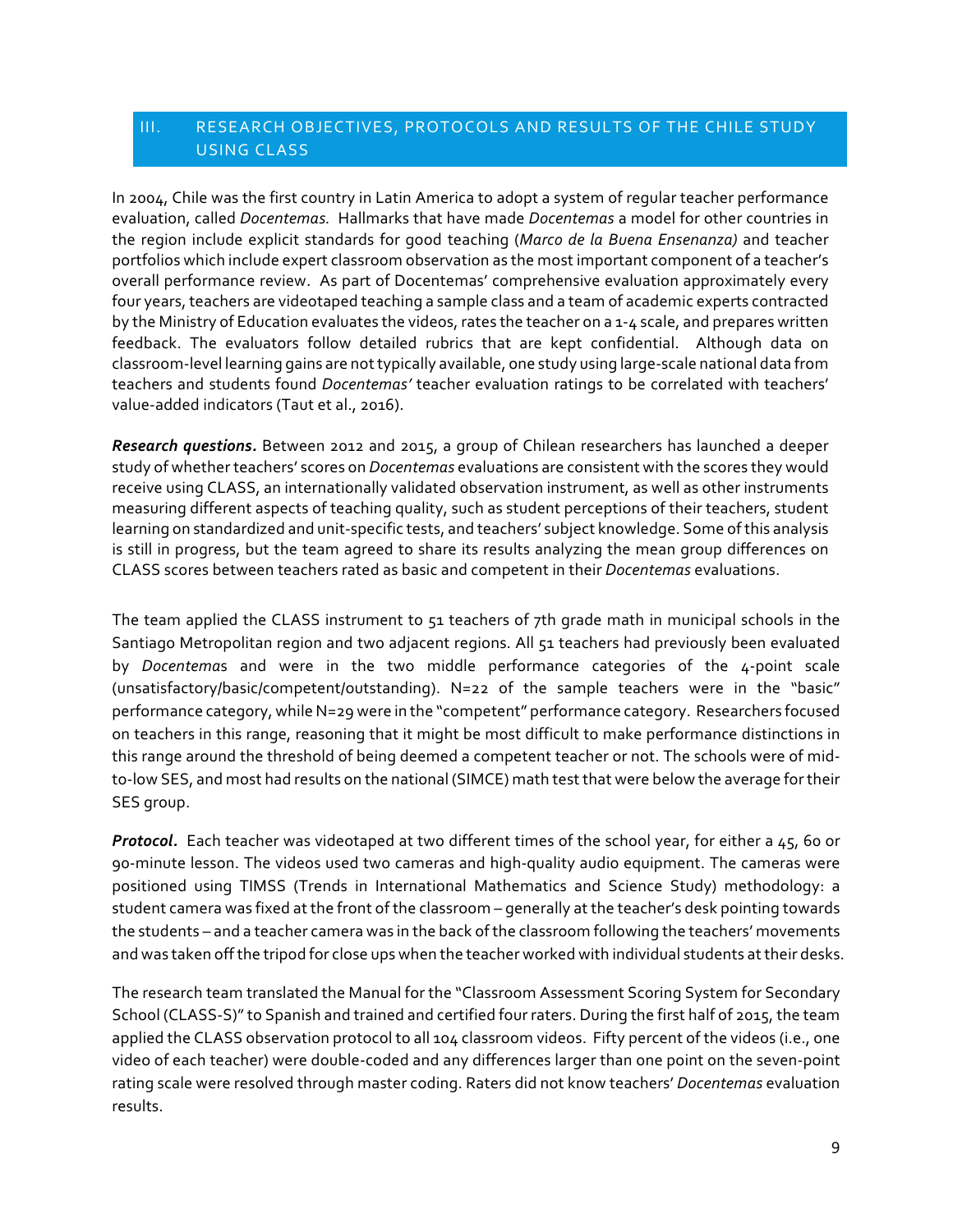## III. RESEARCH OBJECTIVES, PROTOCOLS AND RESULTS OF THE CHILE STUDY USING CLASS

In 2004, Chile was the first country in Latin America to adopt a system of regular teacher performance evaluation, called *Docentemas.* Hallmarks that have made *Docentemas* a model for other countries in the region include explicit standards for good teaching (*Marco de la Buena Ensenanza)* and teacher portfolios which include expert classroom observation as the most important component of a teacher's overall performance review. As part of Docentemas' comprehensive evaluation approximately every four years, teachers are videotaped teaching a sample class and a team of academic experts contracted by the Ministry of Education evaluates the videos, rates the teacher on a 1-4 scale, and prepares written feedback. The evaluators follow detailed rubrics that are kept confidential. Although data on classroom-level learning gains are not typically available, one study using large-scale national data from teachers and students found *Docentemas'* teacher evaluation ratings to be correlated with teachers' value-added indicators (Taut et al., 2016).

***Research questions.*** Between 2012 and 2015, a group of Chilean researchers has launched a deeper study of whether teachers' scores on *Docentemas* evaluations are consistent with the scores they would receive using CLASS, an internationally validated observation instrument, as well as other instruments measuring different aspects of teaching quality, such as student perceptions of their teachers, student learning on standardized and unit-specific tests, and teachers' subject knowledge. Some of this analysis is still in progress, but the team agreed to share its results analyzing the mean group differences on CLASS scores between teachers rated as basic and competent in their *Docentemas* evaluations.

The team applied the CLASS instrument to 51 teachers of 7th grade math in municipal schools in the Santiago Metropolitan region and two adjacent regions. All 51 teachers had previously been evaluated by *Docentema*s and were in the two middle performance categories of the 4-point scale (unsatisfactory/basic/competent/outstanding). N=22 of the sample teachers were in the "basic" performance category, while N=29 were in the "competent" performance category. Researchers focused on teachers in this range, reasoning that it might be most difficult to make performance distinctions in this range around the threshold of being deemed a competent teacher or not. The schools were of mid-to-low SES, and most had results on the national (SIMCE) math test that were below the average for their SES group.

***Protocol.*** Each teacher was videotaped at two different times of the school year, for either a 45, 60 or 90-minute lesson. The videos used two cameras and high-quality audio equipment. The cameras were positioned using TIMSS (Trends in International Mathematics and Science Study) methodology: a student camera was fixed at the front of the classroom – generally at the teacher's desk pointing towards the students – and a teacher camera was in the back of the classroom following the teachers' movements and was taken off the tripod for close ups when the teacher worked with individual students at their desks.

The research team translated the Manual for the "Classroom Assessment Scoring System for Secondary School (CLASS-S)" to Spanish and trained and certified four raters. During the first half of 2015, the team applied the CLASS observation protocol to all 104 classroom videos. Fifty percent of the videos (i.e., one video of each teacher) were double-coded and any differences larger than one point on the seven-point rating scale were resolved through master coding. Raters did not know teachers' *Docentemas* evaluation results.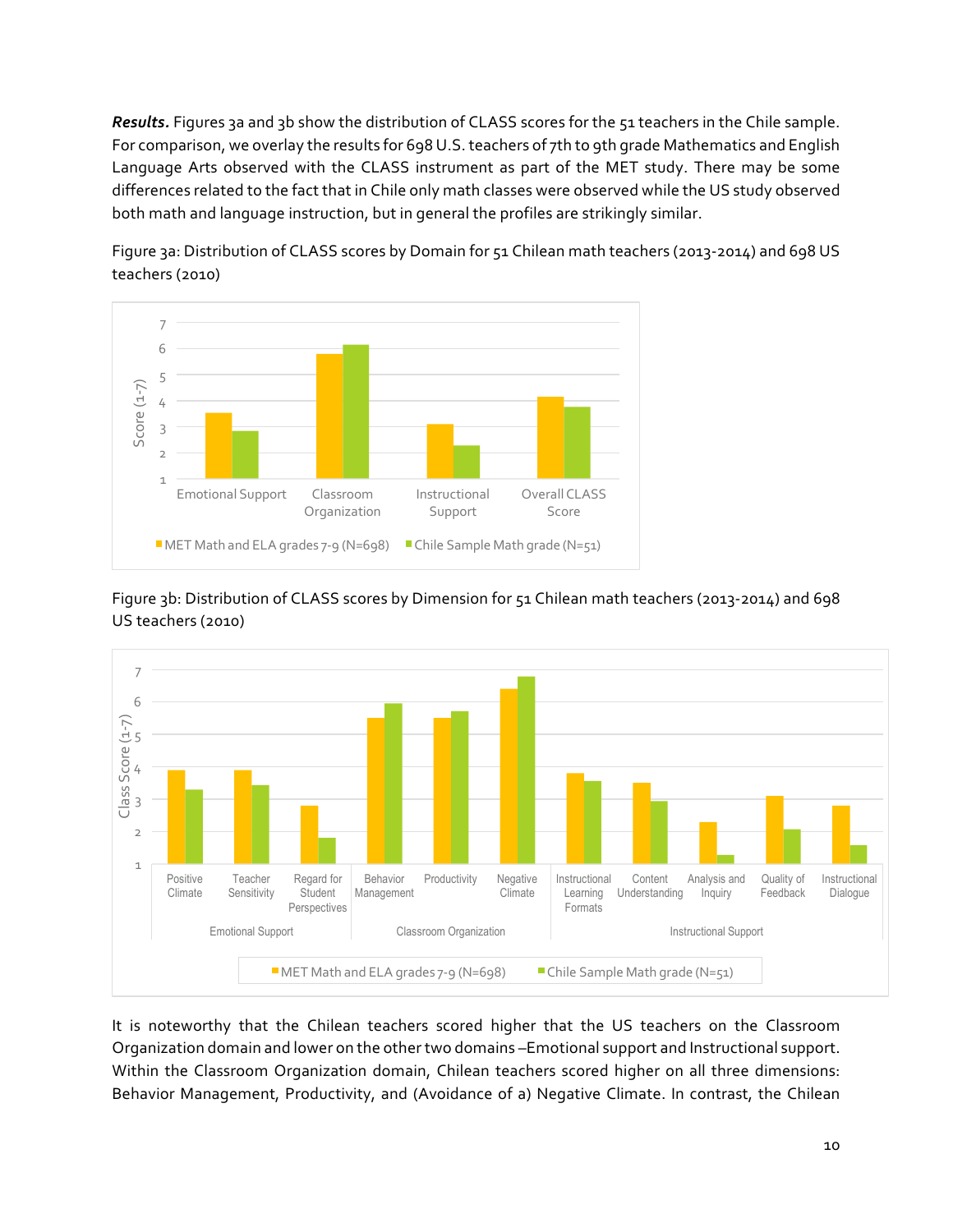***Results.*** Figures 3a and 3b show the distribution of CLASS scores for the 51 teachers in the Chile sample. For comparison, we overlay the results for 698 U.S. teachers of 7th to 9th grade Mathematics and English Language Arts observed with the CLASS instrument as part of the MET study. There may be some differences related to the fact that in Chile only math classes were observed while the US study observed both math and language instruction, but in general the profiles are strikingly similar.

Figure 3a: Distribution of CLASS scores by Domain for 51 Chilean math teachers (2013-2014) and 698 US teachers (2010)

Figure 3b: Distribution of CLASS scores by Dimension for 51 Chilean math teachers (2013-2014) and 698 US teachers (2010)

It is noteworthy that the Chilean teachers scored higher that the US teachers on the Classroom Organization domain and lower on the other two domains –Emotional support and Instructional support. Within the Classroom Organization domain, Chilean teachers scored higher on all three dimensions: Behavior Management, Productivity, and (Avoidance of a) Negative Climate. In contrast, the Chilean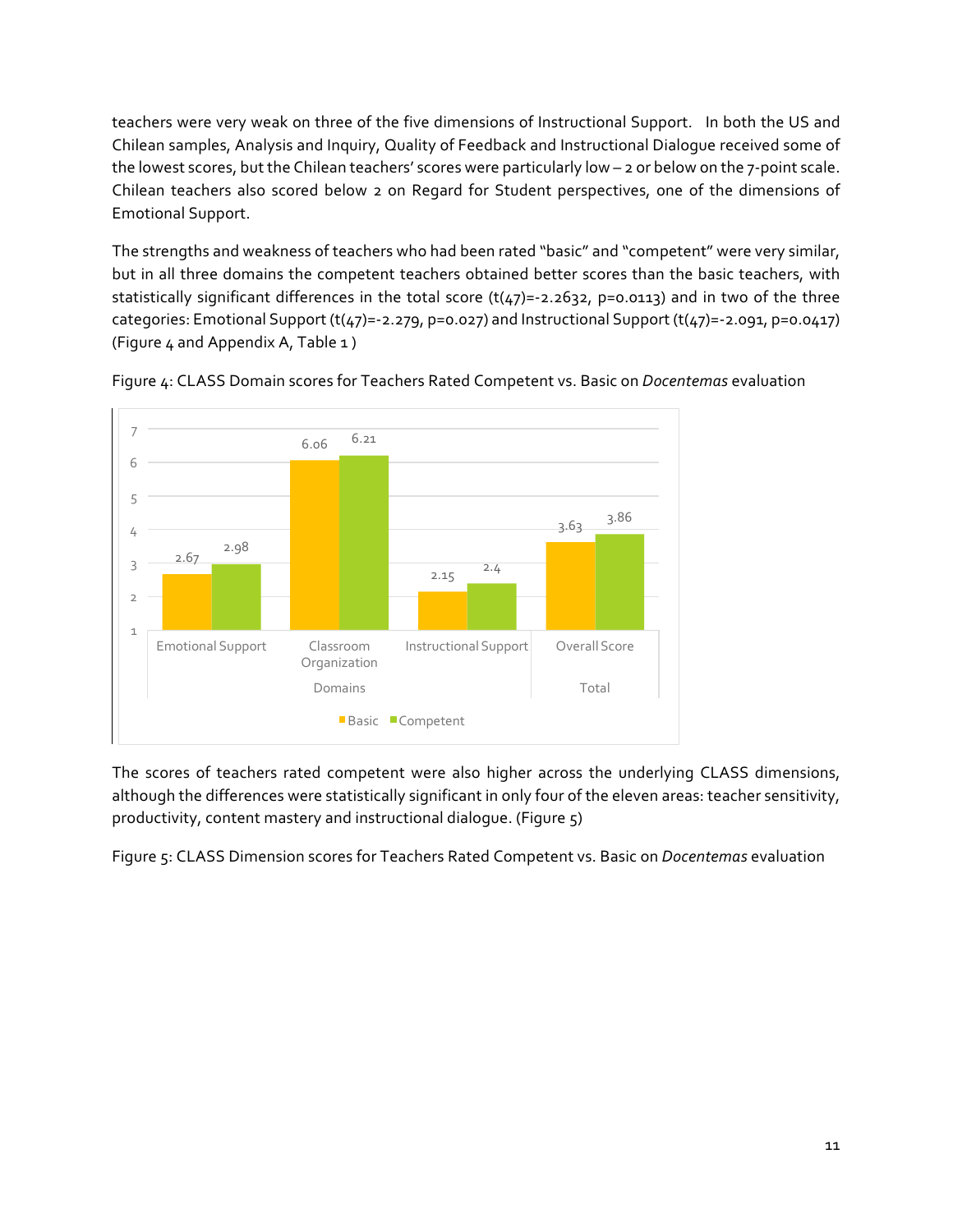teachers were very weak on three of the five dimensions of Instructional Support. In both the US and Chilean samples, Analysis and Inquiry, Quality of Feedback and Instructional Dialogue received some of the lowest scores, but the Chilean teachers' scores were particularly low – 2 or below on the 7-point scale. Chilean teachers also scored below 2 on Regard for Student perspectives, one of the dimensions of Emotional Support.

The strengths and weakness of teachers who had been rated "basic" and "competent" were very similar, but in all three domains the competent teachers obtained better scores than the basic teachers, with statistically significant differences in the total score ($t(47)=-2.2632$, $p=0.0113$) and in two of the three categories: Emotional Support ($t(47)=-2.279$, $p=0.027$) and Instructional Support ($t(47)=-2.091$, $p=0.0417$) (Figure 4 and Appendix A, Table 1 )

Figure 4: CLASS Domain scores for Teachers Rated Competent vs. Basic on *Docentemas* evaluation

| | | Basic | Competent |
|---|---|---|---|
| Domains | Emotional Support | 2.67 | 2.98 |
| | Classroom Organization | 6.06 | 6.21 |
| | Instructional Support | 2.15 | 2.4 |
| Total | Overall Score | 3.63 | 3.86 |

The scores of teachers rated competent were also higher across the underlying CLASS dimensions, although the differences were statistically significant in only four of the eleven areas: teacher sensitivity, productivity, content mastery and instructional dialogue. (Figure 5)

Figure 5: CLASS Dimension scores for Teachers Rated Competent vs. Basic on *Docentemas* evaluation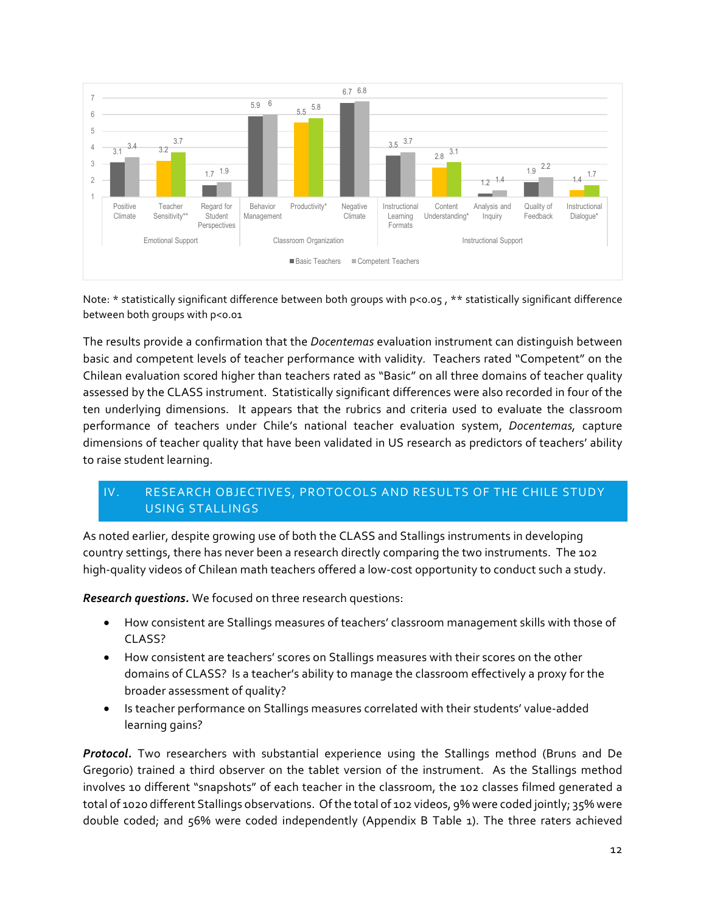| Domain | Dimension | Basic Teachers | Competent Teachers |
|---|---|---|---|
| Emotional Support | Positive Climate | 3.1 | 3.4 |
| Emotional Support | Teacher Sensitivity** | 3.2 | 3.7 |
| Emotional Support | Regard for Student Perspectives | 1.7 | 1.9 |
| Classroom Organization | Behavior Management | 5.9 | 6 |
| Classroom Organization | Productivity* | 5.5 | 5.8 |
| Classroom Organization | Negative Climate | 6.7 | 6.8 |
| Instructional Support | Instructional Learning Formats | 3.5 | 3.7 |
| Instructional Support | Content Understanding* | 2.8 | 3.1 |
| Instructional Support | Analysis and Inquiry | 1.2 | 1.4 |
| Instructional Support | Quality of Feedback | 1.9 | 2.2 |
| Instructional Support | Instructional Dialogue* | 1.4 | 1.7 |

Note: * statistically significant difference between both groups with p<0.05 , ** statistically significant difference between both groups with p<0.01

The results provide a confirmation that the *Docentemas* evaluation instrument can distinguish between basic and competent levels of teacher performance with validity. Teachers rated "Competent" on the Chilean evaluation scored higher than teachers rated as "Basic" on all three domains of teacher quality assessed by the CLASS instrument. Statistically significant differences were also recorded in four of the ten underlying dimensions. It appears that the rubrics and criteria used to evaluate the classroom performance of teachers under Chile's national teacher evaluation system, *Docentemas,* capture dimensions of teacher quality that have been validated in US research as predictors of teachers' ability to raise student learning.

## IV. RESEARCH OBJECTIVES, PROTOCOLS AND RESULTS OF THE CHILE STUDY USING STALLINGS

As noted earlier, despite growing use of both the CLASS and Stallings instruments in developing country settings, there has never been a research directly comparing the two instruments. The 102 high-quality videos of Chilean math teachers offered a low-cost opportunity to conduct such a study.

***Research questions.*** We focused on three research questions:

- How consistent are Stallings measures of teachers' classroom management skills with those of CLASS?
- How consistent are teachers' scores on Stallings measures with their scores on the other domains of CLASS? Is a teacher's ability to manage the classroom effectively a proxy for the broader assessment of quality?
- Is teacher performance on Stallings measures correlated with their students' value-added learning gains?

***Protocol.*** Two researchers with substantial experience using the Stallings method (Bruns and De Gregorio) trained a third observer on the tablet version of the instrument. As the Stallings method involves 10 different "snapshots" of each teacher in the classroom, the 102 classes filmed generated a total of 1020 different Stallings observations. Of the total of 102 videos, 9% were coded jointly; 35% were double coded; and 56% were coded independently (Appendix B Table 1). The three raters achieved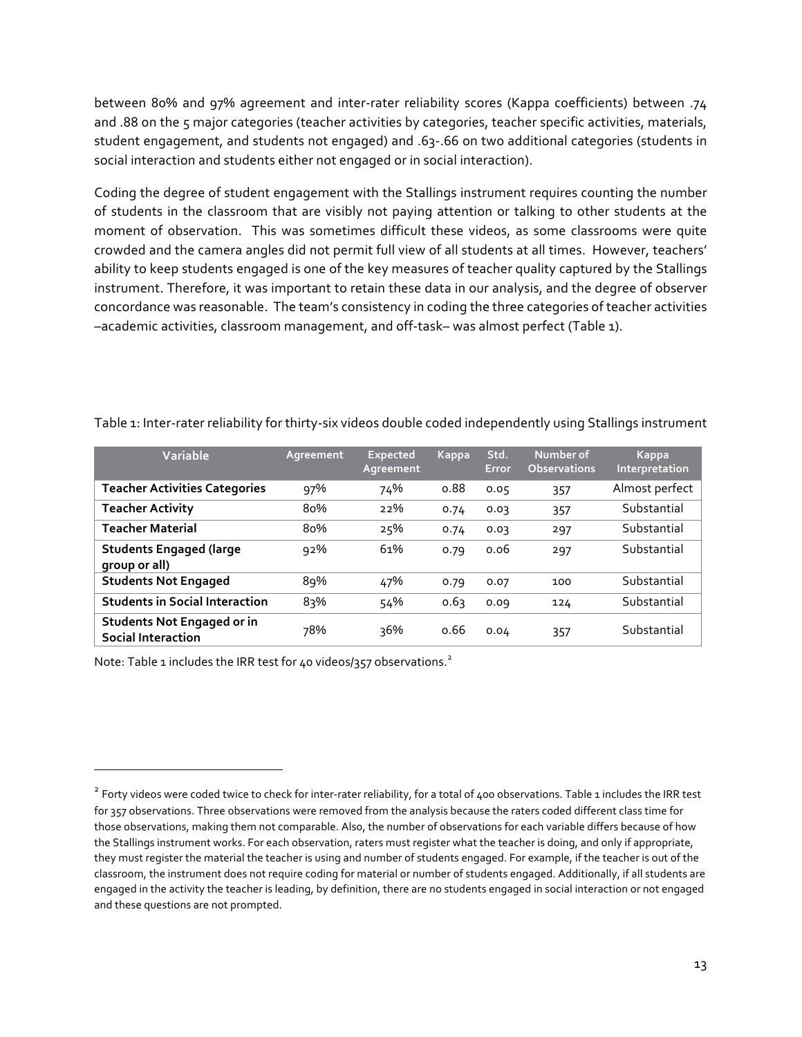between 80% and 97% agreement and inter-rater reliability scores (Kappa coefficients) between .74 and .88 on the 5 major categories (teacher activities by categories, teacher specific activities, materials, student engagement, and students not engaged) and .63-.66 on two additional categories (students in social interaction and students either not engaged or in social interaction).

Coding the degree of student engagement with the Stallings instrument requires counting the number of students in the classroom that are visibly not paying attention or talking to other students at the moment of observation. This was sometimes difficult these videos, as some classrooms were quite crowded and the camera angles did not permit full view of all students at all times. However, teachers' ability to keep students engaged is one of the key measures of teacher quality captured by the Stallings instrument. Therefore, it was important to retain these data in our analysis, and the degree of observer concordance was reasonable. The team's consistency in coding the three categories of teacher activities –academic activities, classroom management, and off-task– was almost perfect (Table 1).

Table 1: Inter-rater reliability for thirty-six videos double coded independently using Stallings instrument

| Variable | Agreement | Expected Agreement | Kappa | Std. Error | Number of Observations | Kappa Interpretation |
|---|---|---|---|---|---|---|
| **Teacher Activities Categories** | 97% | 74% | 0.88 | 0.05 | 357 | Almost perfect |
| **Teacher Activity** | 80% | 22% | 0.74 | 0.03 | 357 | Substantial |
| **Teacher Material** | 80% | 25% | 0.74 | 0.03 | 297 | Substantial |
| **Students Engaged (large group or all)** | 92% | 61% | 0.79 | 0.06 | 297 | Substantial |
| **Students Not Engaged** | 89% | 47% | 0.79 | 0.07 | 100 | Substantial |
| **Students in Social Interaction** | 83% | 54% | 0.63 | 0.09 | 124 | Substantial |
| **Students Not Engaged or in Social Interaction** | 78% | 36% | 0.66 | 0.04 | 357 | Substantial |

Note: Table 1 includes the IRR test for 40 videos/357 observations.[2]

[2] Forty videos were coded twice to check for inter-rater reliability, for a total of 400 observations. Table 1 includes the IRR test for 357 observations. Three observations were removed from the analysis because the raters coded different class time for those observations, making them not comparable. Also, the number of observations for each variable differs because of how the Stallings instrument works. For each observation, raters must register what the teacher is doing, and only if appropriate, they must register the material the teacher is using and number of students engaged. For example, if the teacher is out of the classroom, the instrument does not require coding for material or number of students engaged. Additionally, if all students are engaged in the activity the teacher is leading, by definition, there are no students engaged in social interaction or not engaged and these questions are not prompted.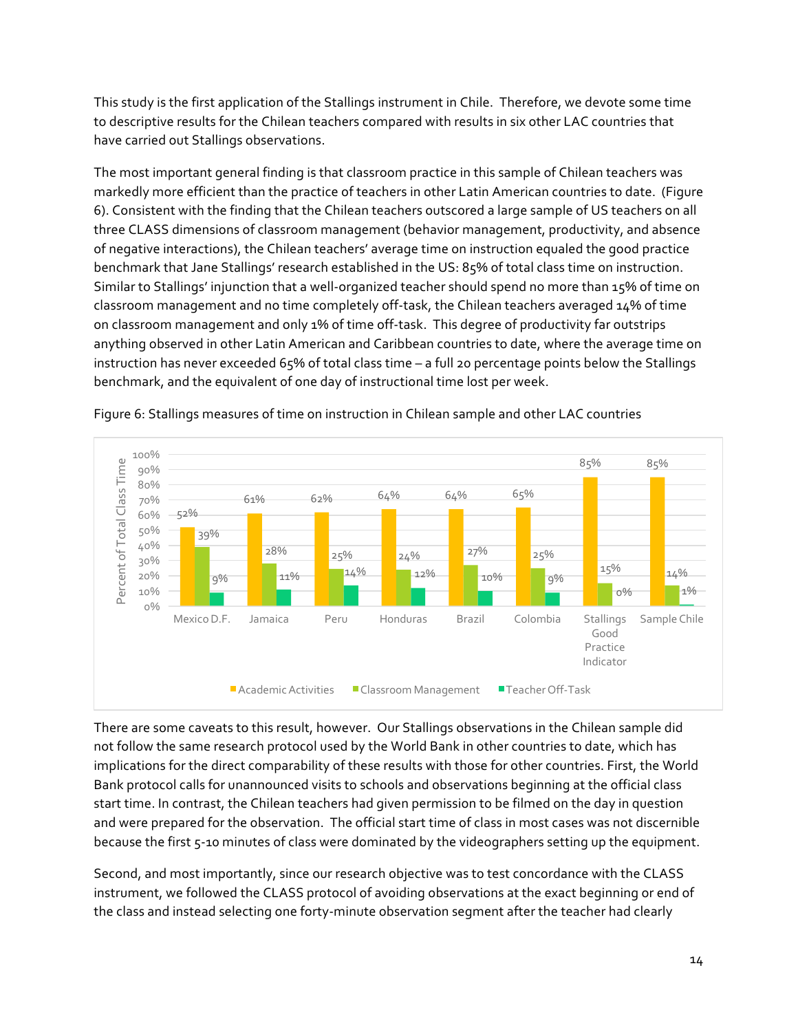This study is the first application of the Stallings instrument in Chile. Therefore, we devote some time to descriptive results for the Chilean teachers compared with results in six other LAC countries that have carried out Stallings observations.

The most important general finding is that classroom practice in this sample of Chilean teachers was markedly more efficient than the practice of teachers in other Latin American countries to date. (Figure 6). Consistent with the finding that the Chilean teachers outscored a large sample of US teachers on all three CLASS dimensions of classroom management (behavior management, productivity, and absence of negative interactions), the Chilean teachers' average time on instruction equaled the good practice benchmark that Jane Stallings' research established in the US: 85% of total class time on instruction. Similar to Stallings' injunction that a well-organized teacher should spend no more than 15% of time on classroom management and no time completely off-task, the Chilean teachers averaged 14% of time on classroom management and only 1% of time off-task. This degree of productivity far outstrips anything observed in other Latin American and Caribbean countries to date, where the average time on instruction has never exceeded 65% of total class time – a full 20 percentage points below the Stallings benchmark, and the equivalent of one day of instructional time lost per week.

Figure 6: Stallings measures of time on instruction in Chilean sample and other LAC countries

| Percent of Total Class Time | Mexico D.F. | Jamaica | Peru | Honduras | Brazil | Colombia | Stallings Good Practice Indicator | Sample Chile |
|---|---|---|---|---|---|---|---|---|
| Academic Activities | 52% | 61% | 62% | 64% | 64% | 65% | 85% | 85% |
| Classroom Management | 39% | 28% | 25% | 24% | 27% | 25% | 15% | 14% |
| Teacher Off-Task | 9% | 11% | 14% | 12% | 10% | 9% | 0% | 1% |

There are some caveats to this result, however. Our Stallings observations in the Chilean sample did not follow the same research protocol used by the World Bank in other countries to date, which has implications for the direct comparability of these results with those for other countries. First, the World Bank protocol calls for unannounced visits to schools and observations beginning at the official class start time. In contrast, the Chilean teachers had given permission to be filmed on the day in question and were prepared for the observation. The official start time of class in most cases was not discernible because the first 5-10 minutes of class were dominated by the videographers setting up the equipment.

Second, and most importantly, since our research objective was to test concordance with the CLASS instrument, we followed the CLASS protocol of avoiding observations at the exact beginning or end of the class and instead selecting one forty-minute observation segment after the teacher had clearly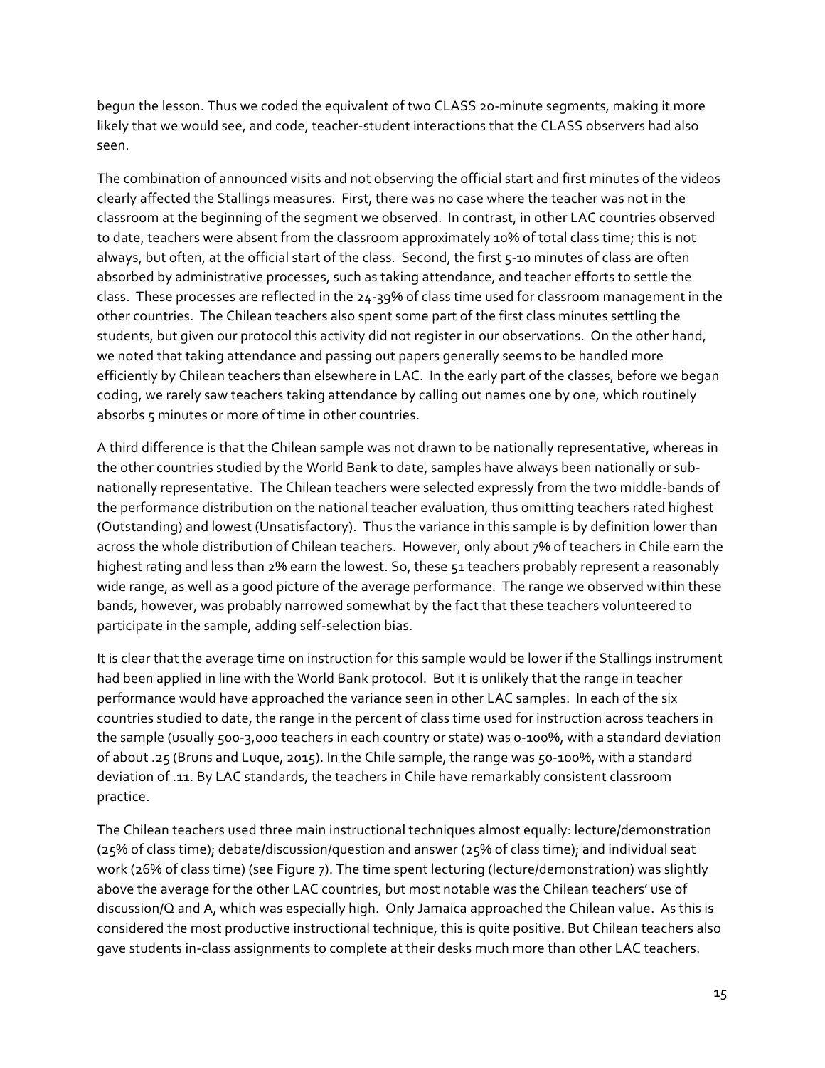begun the lesson. Thus we coded the equivalent of two CLASS 20-minute segments, making it more likely that we would see, and code, teacher-student interactions that the CLASS observers had also seen.

The combination of announced visits and not observing the official start and first minutes of the videos clearly affected the Stallings measures. First, there was no case where the teacher was not in the classroom at the beginning of the segment we observed. In contrast, in other LAC countries observed to date, teachers were absent from the classroom approximately 10% of total class time; this is not always, but often, at the official start of the class. Second, the first 5-10 minutes of class are often absorbed by administrative processes, such as taking attendance, and teacher efforts to settle the class. These processes are reflected in the 24-39% of class time used for classroom management in the other countries. The Chilean teachers also spent some part of the first class minutes settling the students, but given our protocol this activity did not register in our observations. On the other hand, we noted that taking attendance and passing out papers generally seems to be handled more efficiently by Chilean teachers than elsewhere in LAC. In the early part of the classes, before we began coding, we rarely saw teachers taking attendance by calling out names one by one, which routinely absorbs 5 minutes or more of time in other countries.

A third difference is that the Chilean sample was not drawn to be nationally representative, whereas in the other countries studied by the World Bank to date, samples have always been nationally or sub-nationally representative. The Chilean teachers were selected expressly from the two middle-bands of the performance distribution on the national teacher evaluation, thus omitting teachers rated highest (Outstanding) and lowest (Unsatisfactory). Thus the variance in this sample is by definition lower than across the whole distribution of Chilean teachers. However, only about 7% of teachers in Chile earn the highest rating and less than 2% earn the lowest. So, these 51 teachers probably represent a reasonably wide range, as well as a good picture of the average performance. The range we observed within these bands, however, was probably narrowed somewhat by the fact that these teachers volunteered to participate in the sample, adding self-selection bias.

It is clear that the average time on instruction for this sample would be lower if the Stallings instrument had been applied in line with the World Bank protocol. But it is unlikely that the range in teacher performance would have approached the variance seen in other LAC samples. In each of the six countries studied to date, the range in the percent of class time used for instruction across teachers in the sample (usually 500-3,000 teachers in each country or state) was 0-100%, with a standard deviation of about .25 (Bruns and Luque, 2015). In the Chile sample, the range was 50-100%, with a standard deviation of .11. By LAC standards, the teachers in Chile have remarkably consistent classroom practice.

The Chilean teachers used three main instructional techniques almost equally: lecture/demonstration (25% of class time); debate/discussion/question and answer (25% of class time); and individual seat work (26% of class time) (see Figure 7). The time spent lecturing (lecture/demonstration) was slightly above the average for the other LAC countries, but most notable was the Chilean teachers' use of discussion/Q and A, which was especially high. Only Jamaica approached the Chilean value. As this is considered the most productive instructional technique, this is quite positive. But Chilean teachers also gave students in-class assignments to complete at their desks much more than other LAC teachers.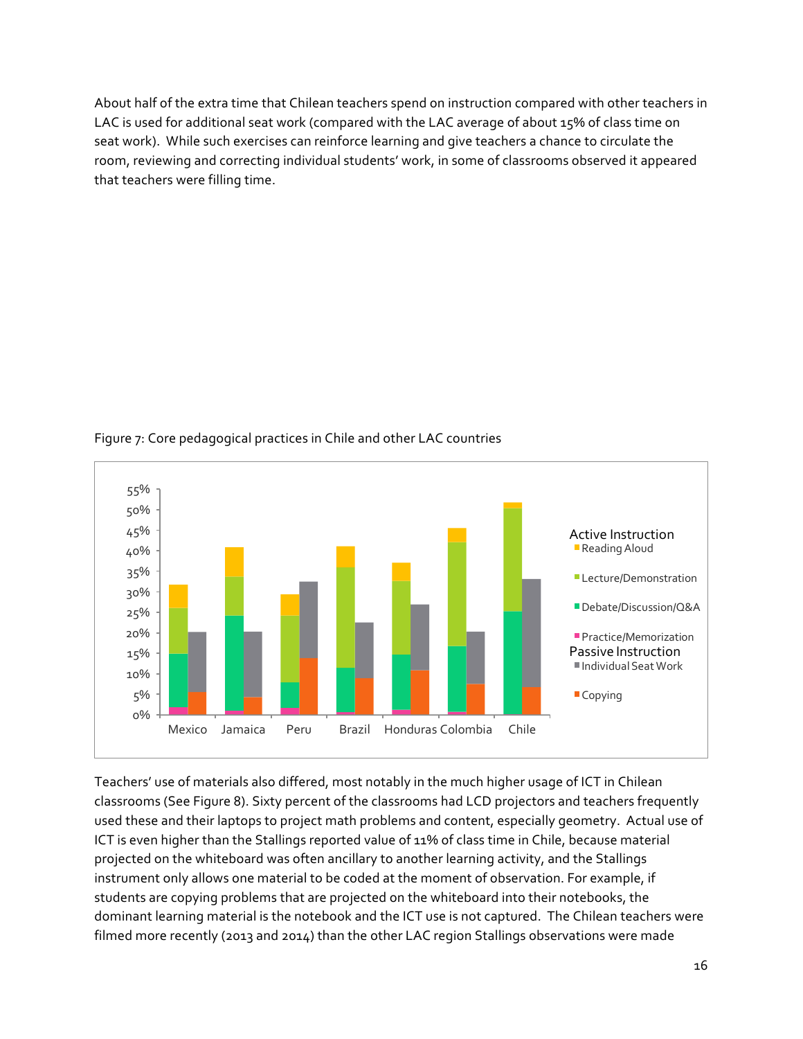About half of the extra time that Chilean teachers spend on instruction compared with other teachers in LAC is used for additional seat work (compared with the LAC average of about 15% of class time on seat work). While such exercises can reinforce learning and give teachers a chance to circulate the room, reviewing and correcting individual students' work, in some of classrooms observed it appeared that teachers were filling time.

Figure 7: Core pedagogical practices in Chile and other LAC countries

Teachers' use of materials also differed, most notably in the much higher usage of ICT in Chilean classrooms (See Figure 8). Sixty percent of the classrooms had LCD projectors and teachers frequently used these and their laptops to project math problems and content, especially geometry. Actual use of ICT is even higher than the Stallings reported value of 11% of class time in Chile, because material projected on the whiteboard was often ancillary to another learning activity, and the Stallings instrument only allows one material to be coded at the moment of observation. For example, if students are copying problems that are projected on the whiteboard into their notebooks, the dominant learning material is the notebook and the ICT use is not captured. The Chilean teachers were filmed more recently (2013 and 2014) than the other LAC region Stallings observations were made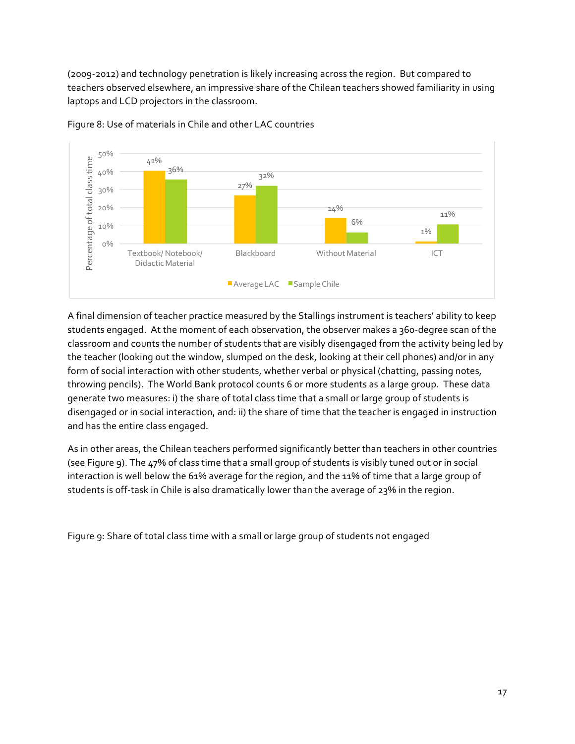(2009-2012) and technology penetration is likely increasing across the region. But compared to teachers observed elsewhere, an impressive share of the Chilean teachers showed familiarity in using laptops and LCD projectors in the classroom.

Figure 8: Use of materials in Chile and other LAC countries

| Percentage of total class time | Average LAC | Sample Chile |
|---|---|---|
| Textbook/ Notebook/ Didactic Material | 41% | 36% |
| Blackboard | 27% | 32% |
| Without Material | 14% | 6% |
| ICT | 1% | 11% |

A final dimension of teacher practice measured by the Stallings instrument is teachers' ability to keep students engaged. At the moment of each observation, the observer makes a 360-degree scan of the classroom and counts the number of students that are visibly disengaged from the activity being led by the teacher (looking out the window, slumped on the desk, looking at their cell phones) and/or in any form of social interaction with other students, whether verbal or physical (chatting, passing notes, throwing pencils). The World Bank protocol counts 6 or more students as a large group. These data generate two measures: i) the share of total class time that a small or large group of students is disengaged or in social interaction, and: ii) the share of time that the teacher is engaged in instruction and has the entire class engaged.

As in other areas, the Chilean teachers performed significantly better than teachers in other countries (see Figure 9). The 47% of class time that a small group of students is visibly tuned out or in social interaction is well below the 61% average for the region, and the 11% of time that a large group of students is off-task in Chile is also dramatically lower than the average of 23% in the region.

Figure 9: Share of total class time with a small or large group of students not engaged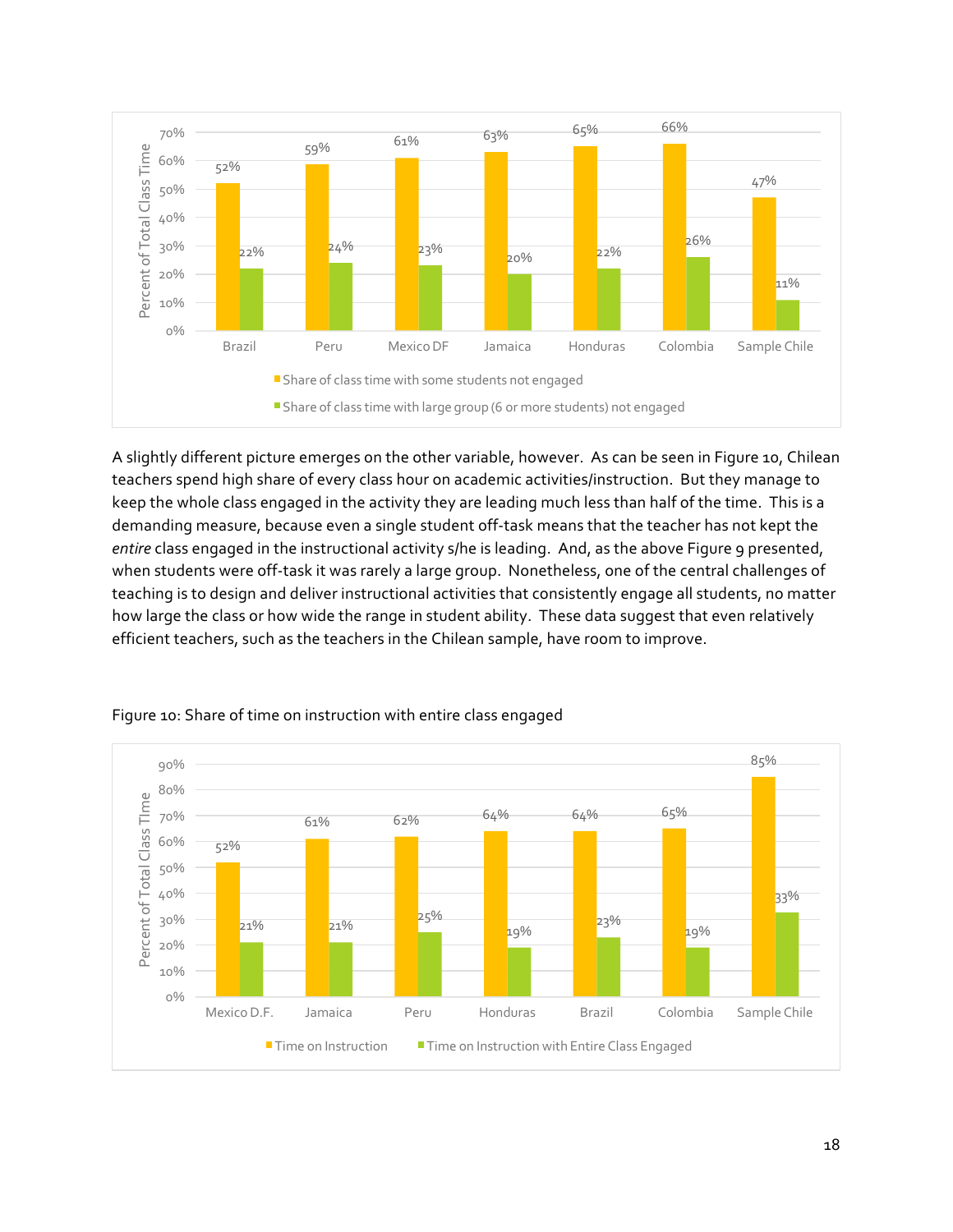| | Brazil | Peru | Mexico DF | Jamaica | Honduras | Colombia | Sample Chile |
|---|---|---|---|---|---|---|---|
| Share of class time with some students not engaged | 52% | 59% | 61% | 63% | 65% | 66% | 47% |
| Share of class time with large group (6 or more students) not engaged | 22% | 24% | 23% | 20% | 22% | 26% | 11% |

A slightly different picture emerges on the other variable, however. As can be seen in Figure 10, Chilean teachers spend high share of every class hour on academic activities/instruction. But they manage to keep the whole class engaged in the activity they are leading much less than half of the time. This is a demanding measure, because even a single student off-task means that the teacher has not kept the *entire* class engaged in the instructional activity s/he is leading. And, as the above Figure 9 presented, when students were off-task it was rarely a large group. Nonetheless, one of the central challenges of teaching is to design and deliver instructional activities that consistently engage all students, no matter how large the class or how wide the range in student ability. These data suggest that even relatively efficient teachers, such as the teachers in the Chilean sample, have room to improve.

Figure 10: Share of time on instruction with entire class engaged

| | Mexico D.F. | Jamaica | Peru | Honduras | Brazil | Colombia | Sample Chile |
|---|---|---|---|---|---|---|---|
| Time on Instruction | 52% | 61% | 62% | 64% | 64% | 65% | 85% |
| Time on Instruction with Entire Class Engaged | 21% | 21% | 25% | 19% | 23% | 19% | 33% |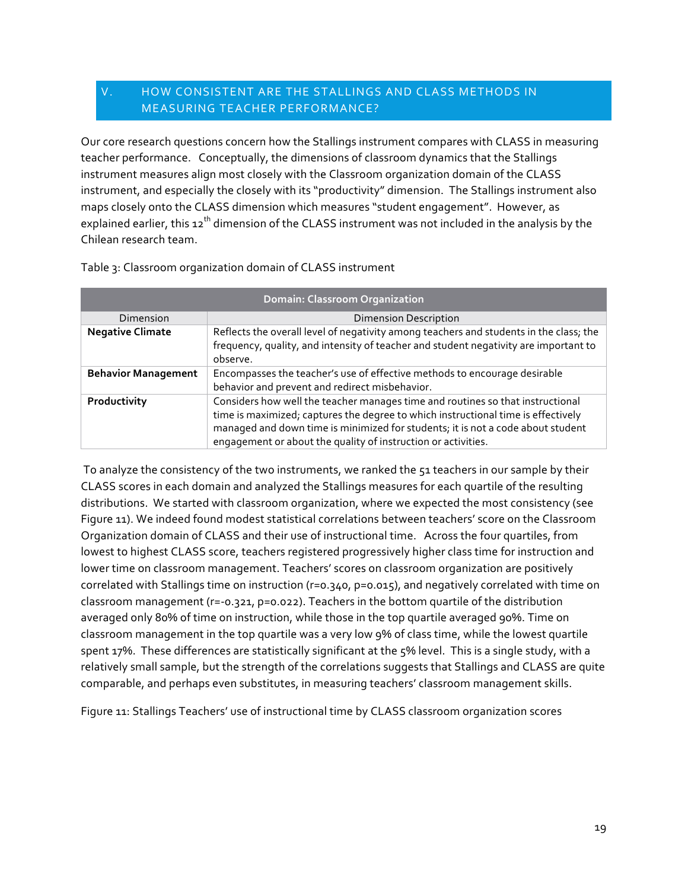## V. HOW CONSISTENT ARE THE STALLINGS AND CLASS METHODS IN MEASURING TEACHER PERFORMANCE?

Our core research questions concern how the Stallings instrument compares with CLASS in measuring teacher performance. Conceptually, the dimensions of classroom dynamics that the Stallings instrument measures align most closely with the Classroom organization domain of the CLASS instrument, and especially the closely with its "productivity" dimension. The Stallings instrument also maps closely onto the CLASS dimension which measures "student engagement". However, as explained earlier, this 12th dimension of the CLASS instrument was not included in the analysis by the Chilean research team.

Table 3: Classroom organization domain of CLASS instrument

| Domain: Classroom Organization | |
|---|---|
| Dimension | Dimension Description |
| **Negative Climate** | Reflects the overall level of negativity among teachers and students in the class; the frequency, quality, and intensity of teacher and student negativity are important to observe. |
| **Behavior Management** | Encompasses the teacher's use of effective methods to encourage desirable behavior and prevent and redirect misbehavior. |
| **Productivity** | Considers how well the teacher manages time and routines so that instructional time is maximized; captures the degree to which instructional time is effectively managed and down time is minimized for students; it is not a code about student engagement or about the quality of instruction or activities. |

To analyze the consistency of the two instruments, we ranked the 51 teachers in our sample by their CLASS scores in each domain and analyzed the Stallings measures for each quartile of the resulting distributions. We started with classroom organization, where we expected the most consistency (see Figure 11). We indeed found modest statistical correlations between teachers' score on the Classroom Organization domain of CLASS and their use of instructional time. Across the four quartiles, from lowest to highest CLASS score, teachers registered progressively higher class time for instruction and lower time on classroom management. Teachers' scores on classroom organization are positively correlated with Stallings time on instruction ($r=0.340$, $p=0.015$), and negatively correlated with time on classroom management ($r=-0.321$, $p=0.022$). Teachers in the bottom quartile of the distribution averaged only 80% of time on instruction, while those in the top quartile averaged 90%. Time on classroom management in the top quartile was a very low 9% of class time, while the lowest quartile spent 17%. These differences are statistically significant at the 5% level. This is a single study, with a relatively small sample, but the strength of the correlations suggests that Stallings and CLASS are quite comparable, and perhaps even substitutes, in measuring teachers' classroom management skills.

Figure 11: Stallings Teachers' use of instructional time by CLASS classroom organization scores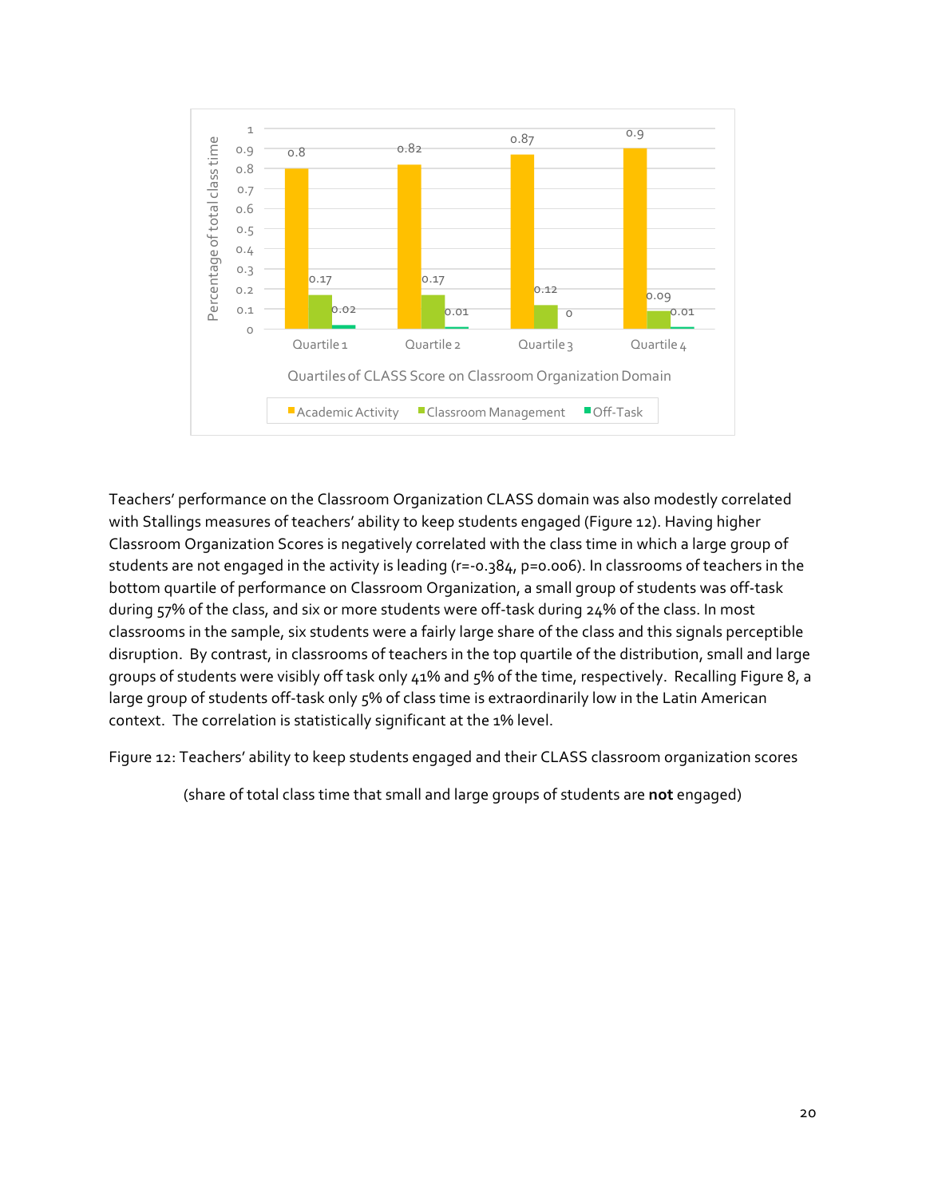Teachers' performance on the Classroom Organization CLASS domain was also modestly correlated with Stallings measures of teachers' ability to keep students engaged (Figure 12). Having higher Classroom Organization Scores is negatively correlated with the class time in which a large group of students are not engaged in the activity is leading ($r=-0.384$, $p=0.006$). In classrooms of teachers in the bottom quartile of performance on Classroom Organization, a small group of students was off-task during 57% of the class, and six or more students were off-task during 24% of the class. In most classrooms in the sample, six students were a fairly large share of the class and this signals perceptible disruption. By contrast, in classrooms of teachers in the top quartile of the distribution, small and large groups of students were visibly off task only 41% and 5% of the time, respectively. Recalling Figure 8, a large group of students off-task only 5% of class time is extraordinarily low in the Latin American context. The correlation is statistically significant at the 1% level.

Figure 12: Teachers' ability to keep students engaged and their CLASS classroom organization scores

(share of total class time that small and large groups of students are **not** engaged)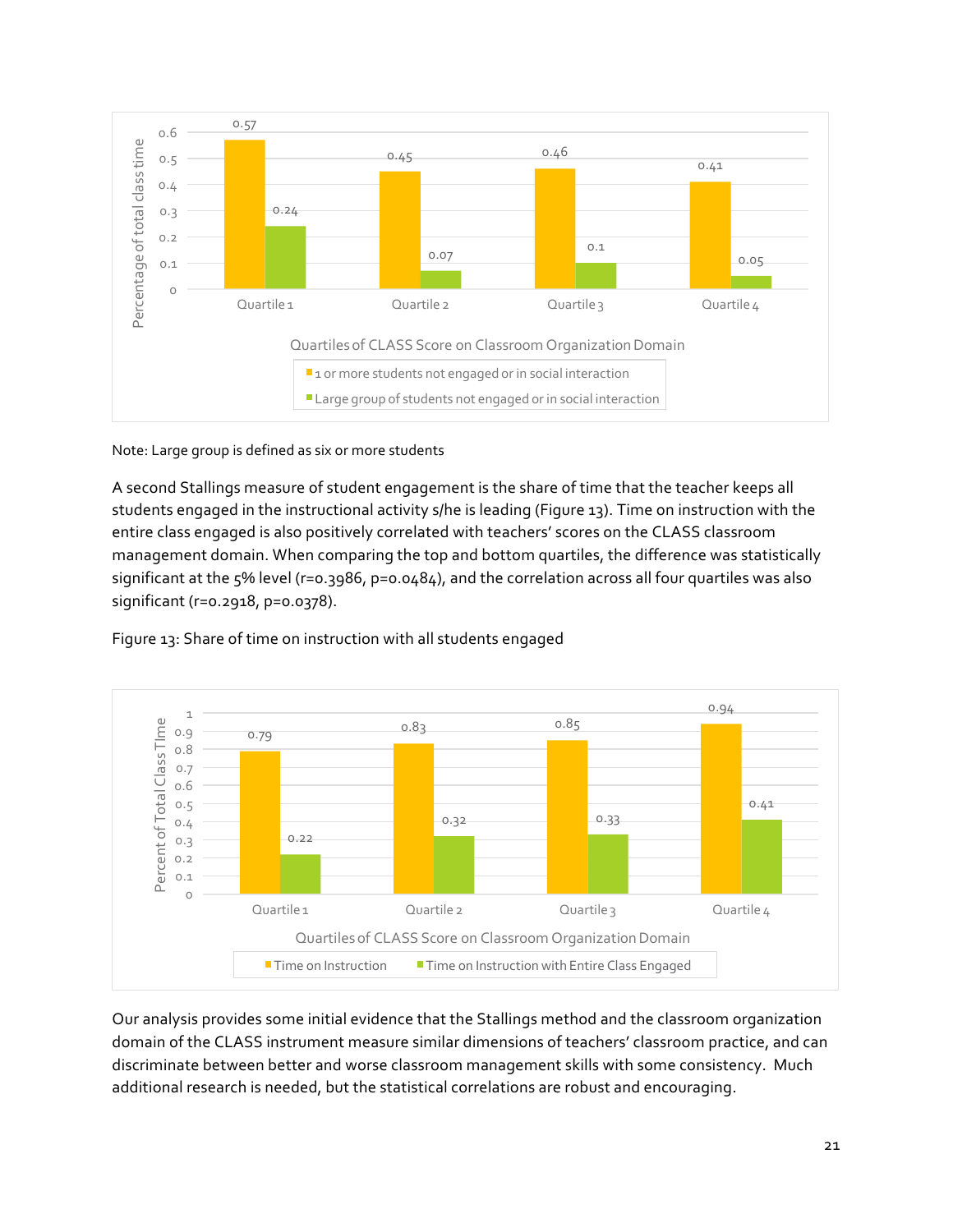Note: Large group is defined as six or more students

A second Stallings measure of student engagement is the share of time that the teacher keeps all students engaged in the instructional activity s/he is leading (Figure 13). Time on instruction with the entire class engaged is also positively correlated with teachers' scores on the CLASS classroom management domain. When comparing the top and bottom quartiles, the difference was statistically significant at the 5% level ($r=0.3986$, $p=0.0484$), and the correlation across all four quartiles was also significant ($r=0.2918$, $p=0.0378$).

Figure 13: Share of time on instruction with all students engaged

Our analysis provides some initial evidence that the Stallings method and the classroom organization domain of the CLASS instrument measure similar dimensions of teachers' classroom practice, and can discriminate between better and worse classroom management skills with some consistency. Much additional research is needed, but the statistical correlations are robust and encouraging.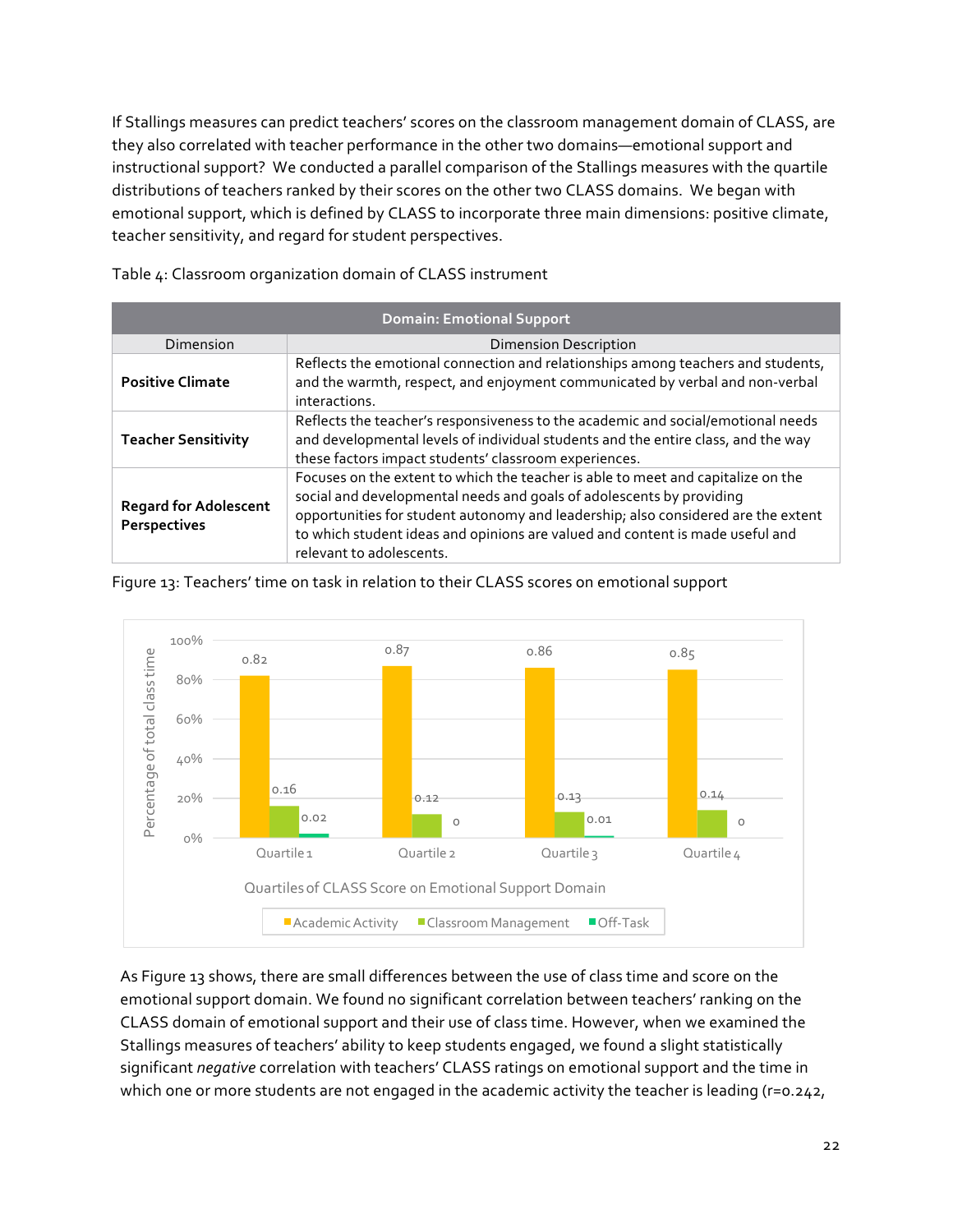If Stallings measures can predict teachers' scores on the classroom management domain of CLASS, are they also correlated with teacher performance in the other two domains—emotional support and instructional support? We conducted a parallel comparison of the Stallings measures with the quartile distributions of teachers ranked by their scores on the other two CLASS domains. We began with emotional support, which is defined by CLASS to incorporate three main dimensions: positive climate, teacher sensitivity, and regard for student perspectives.

Table 4: Classroom organization domain of CLASS instrument

| Domain: Emotional Support | |
|---|---|
| Dimension | Dimension Description |
| **Positive Climate** | Reflects the emotional connection and relationships among teachers and students, and the warmth, respect, and enjoyment communicated by verbal and non-verbal interactions. |
| **Teacher Sensitivity** | Reflects the teacher's responsiveness to the academic and social/emotional needs and developmental levels of individual students and the entire class, and the way these factors impact students' classroom experiences. |
| **Regard for Adolescent Perspectives** | Focuses on the extent to which the teacher is able to meet and capitalize on the social and developmental needs and goals of adolescents by providing opportunities for student autonomy and leadership; also considered are the extent to which student ideas and opinions are valued and content is made useful and relevant to adolescents. |

Figure 13: Teachers' time on task in relation to their CLASS scores on emotional support

| Quartiles of CLASS Score on Emotional Support Domain | Academic Activity | Classroom Management | Off-Task |
|---|---|---|---|
| Quartile 1 | 0.82 | 0.16 | 0.02 |
| Quartile 2 | 0.87 | 0.12 | 0 |
| Quartile 3 | 0.86 | 0.13 | 0.01 |
| Quartile 4 | 0.85 | 0.14 | 0 |

As Figure 13 shows, there are small differences between the use of class time and score on the emotional support domain. We found no significant correlation between teachers' ranking on the CLASS domain of emotional support and their use of class time. However, when we examined the Stallings measures of teachers' ability to keep students engaged, we found a slight statistically significant *negative* correlation with teachers' CLASS ratings on emotional support and the time in which one or more students are not engaged in the academic activity the teacher is leading ($r=0.242$,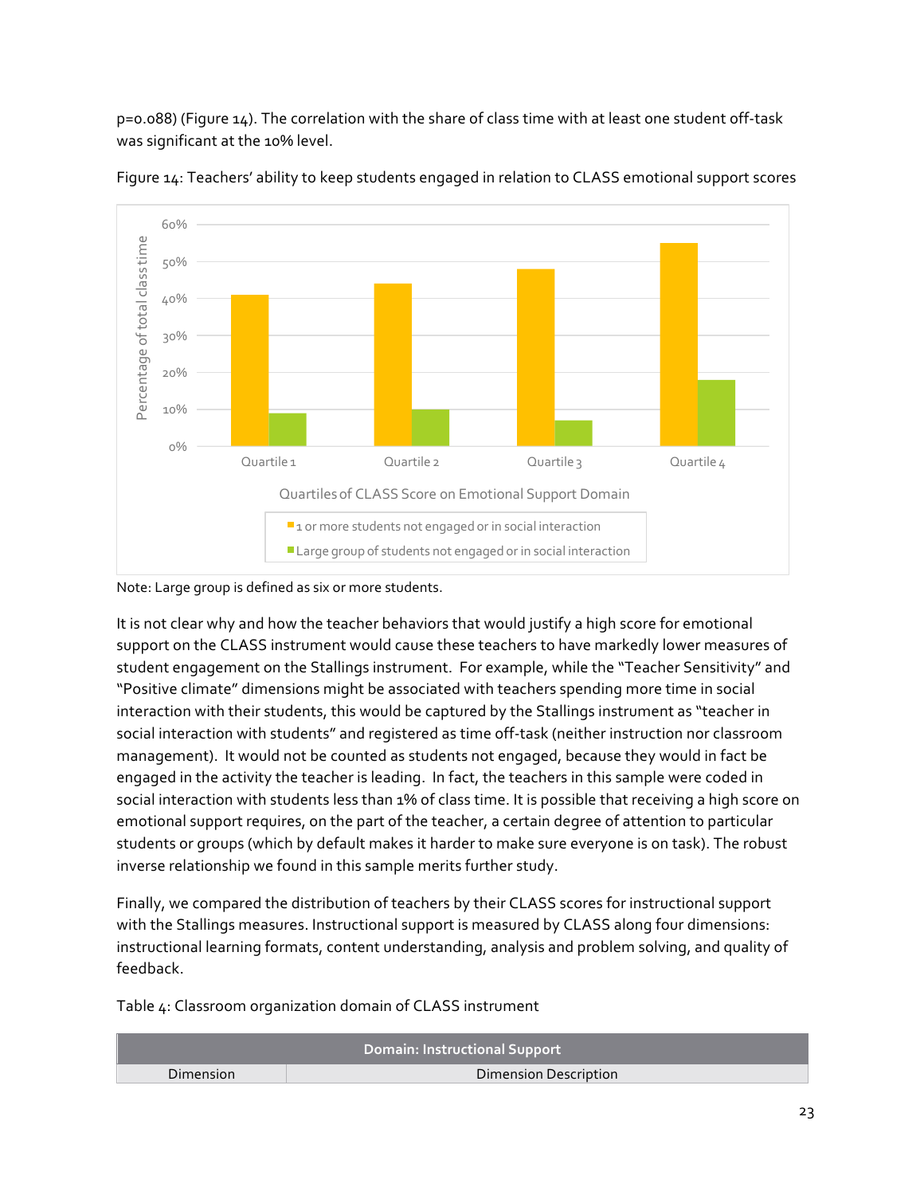p=0.088) (Figure 14). The correlation with the share of class time with at least one student off-task was significant at the 10% level.

Figure 14: Teachers' ability to keep students engaged in relation to CLASS emotional support scores

Note: Large group is defined as six or more students.

It is not clear why and how the teacher behaviors that would justify a high score for emotional support on the CLASS instrument would cause these teachers to have markedly lower measures of student engagement on the Stallings instrument. For example, while the "Teacher Sensitivity" and "Positive climate" dimensions might be associated with teachers spending more time in social interaction with their students, this would be captured by the Stallings instrument as "teacher in social interaction with students" and registered as time off-task (neither instruction nor classroom management). It would not be counted as students not engaged, because they would in fact be engaged in the activity the teacher is leading. In fact, the teachers in this sample were coded in social interaction with students less than 1% of class time. It is possible that receiving a high score on emotional support requires, on the part of the teacher, a certain degree of attention to particular students or groups (which by default makes it harder to make sure everyone is on task). The robust inverse relationship we found in this sample merits further study.

Finally, we compared the distribution of teachers by their CLASS scores for instructional support with the Stallings measures. Instructional support is measured by CLASS along four dimensions: instructional learning formats, content understanding, analysis and problem solving, and quality of feedback.

Table 4: Classroom organization domain of CLASS instrument

| **Domain: Instructional Support** | |
|---|---|
| Dimension | Dimension Description |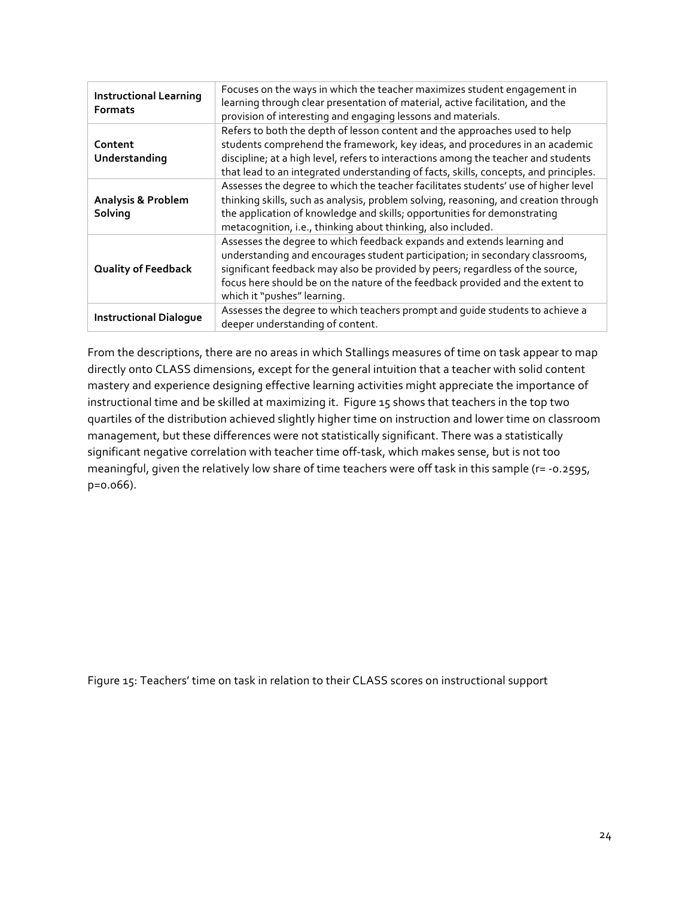| | |
|---|---|
| **Instructional Learning Formats** | Focuses on the ways in which the teacher maximizes student engagement in learning through clear presentation of material, active facilitation, and the provision of interesting and engaging lessons and materials. |
| **Content Understanding** | Refers to both the depth of lesson content and the approaches used to help students comprehend the framework, key ideas, and procedures in an academic discipline; at a high level, refers to interactions among the teacher and students that lead to an integrated understanding of facts, skills, concepts, and principles. |
| **Analysis & Problem Solving** | Assesses the degree to which the teacher facilitates students' use of higher level thinking skills, such as analysis, problem solving, reasoning, and creation through the application of knowledge and skills; opportunities for demonstrating metacognition, i.e., thinking about thinking, also included. |
| **Quality of Feedback** | Assesses the degree to which feedback expands and extends learning and understanding and encourages student participation; in secondary classrooms, significant feedback may also be provided by peers; regardless of the source, focus here should be on the nature of the feedback provided and the extent to which it "pushes" learning. |
| **Instructional Dialogue** | Assesses the degree to which teachers prompt and guide students to achieve a deeper understanding of content. |

From the descriptions, there are no areas in which Stallings measures of time on task appear to map directly onto CLASS dimensions, except for the general intuition that a teacher with solid content mastery and experience designing effective learning activities might appreciate the importance of instructional time and be skilled at maximizing it. Figure 15 shows that teachers in the top two quartiles of the distribution achieved slightly higher time on instruction and lower time on classroom management, but these differences were not statistically significant. There was a statistically significant negative correlation with teacher time off-task, which makes sense, but is not too meaningful, given the relatively low share of time teachers were off task in this sample ($r = -0.2595$, $p = 0.066$).

Figure 15: Teachers' time on task in relation to their CLASS scores on instructional support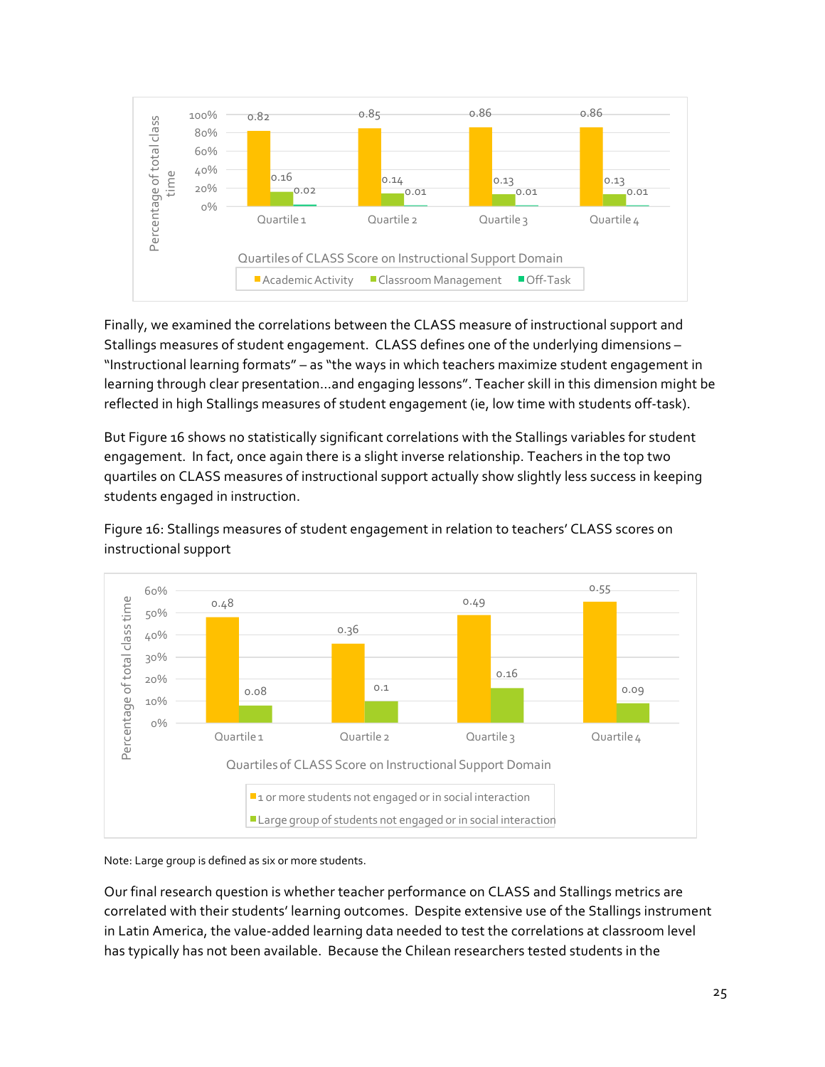| Quartiles of CLASS Score on Instructional Support Domain | Academic Activity | Classroom Management | Off-Task |
|---|---|---|---|
| Quartile 1 | 0.82 | 0.16 | 0.02 |
| Quartile 2 | 0.85 | 0.14 | 0.01 |
| Quartile 3 | 0.86 | 0.13 | 0.01 |
| Quartile 4 | 0.86 | 0.13 | 0.01 |

Finally, we examined the correlations between the CLASS measure of instructional support and Stallings measures of student engagement. CLASS defines one of the underlying dimensions – "Instructional learning formats" – as "the ways in which teachers maximize student engagement in learning through clear presentation…and engaging lessons". Teacher skill in this dimension might be reflected in high Stallings measures of student engagement (ie, low time with students off-task).

But Figure 16 shows no statistically significant correlations with the Stallings variables for student engagement. In fact, once again there is a slight inverse relationship. Teachers in the top two quartiles on CLASS measures of instructional support actually show slightly less success in keeping students engaged in instruction.

Figure 16: Stallings measures of student engagement in relation to teachers' CLASS scores on instructional support

| Quartiles of CLASS Score on Instructional Support Domain | 1 or more students not engaged or in social interaction | Large group of students not engaged or in social interaction |
|---|---|---|
| Quartile 1 | 0.48 | 0.08 |
| Quartile 2 | 0.36 | 0.1 |
| Quartile 3 | 0.49 | 0.16 |
| Quartile 4 | 0.55 | 0.09 |

Note: Large group is defined as six or more students.

Our final research question is whether teacher performance on CLASS and Stallings metrics are correlated with their students' learning outcomes. Despite extensive use of the Stallings instrument in Latin America, the value-added learning data needed to test the correlations at classroom level has typically has not been available. Because the Chilean researchers tested students in the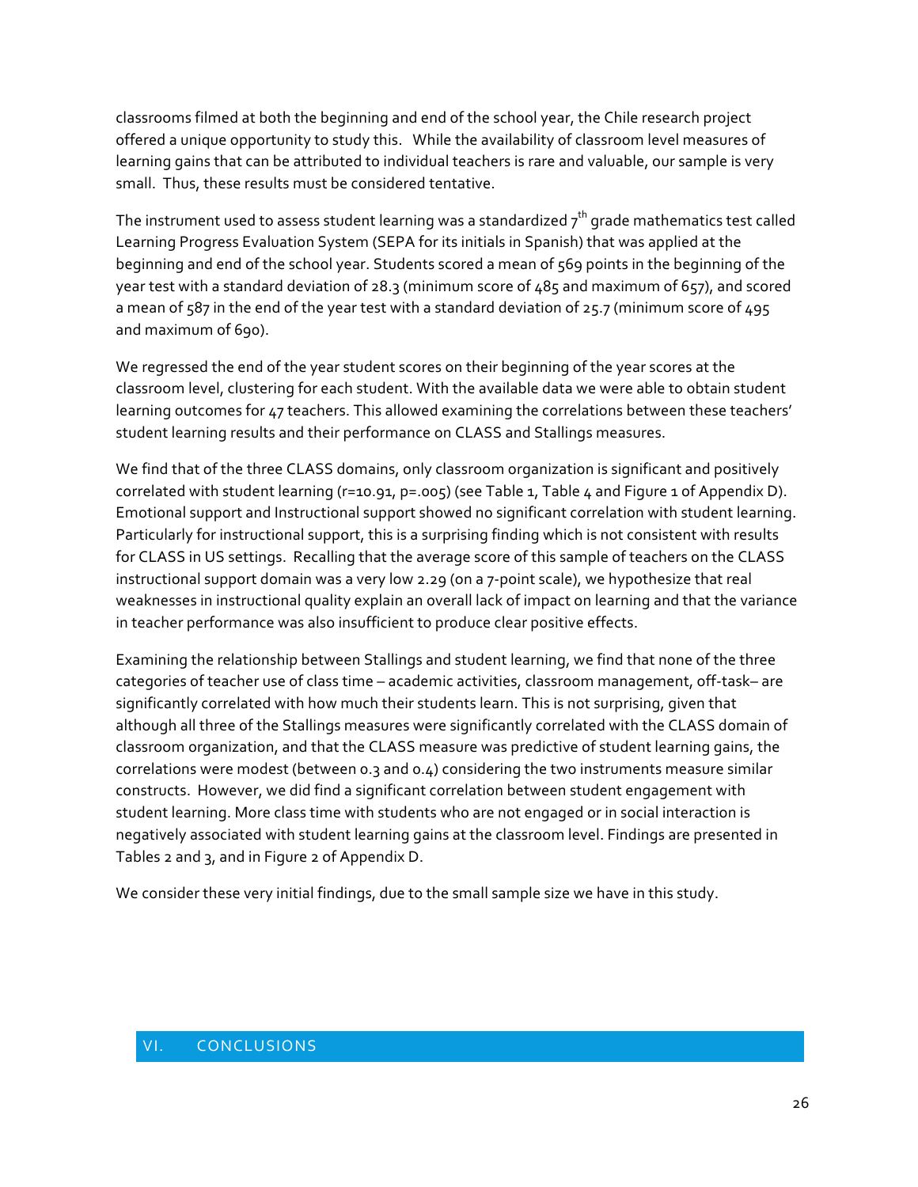classrooms filmed at both the beginning and end of the school year, the Chile research project offered a unique opportunity to study this. While the availability of classroom level measures of learning gains that can be attributed to individual teachers is rare and valuable, our sample is very small. Thus, these results must be considered tentative.

The instrument used to assess student learning was a standardized 7th grade mathematics test called Learning Progress Evaluation System (SEPA for its initials in Spanish) that was applied at the beginning and end of the school year. Students scored a mean of 569 points in the beginning of the year test with a standard deviation of 28.3 (minimum score of 485 and maximum of 657), and scored a mean of 587 in the end of the year test with a standard deviation of 25.7 (minimum score of 495 and maximum of 690).

We regressed the end of the year student scores on their beginning of the year scores at the classroom level, clustering for each student. With the available data we were able to obtain student learning outcomes for 47 teachers. This allowed examining the correlations between these teachers' student learning results and their performance on CLASS and Stallings measures.

We find that of the three CLASS domains, only classroom organization is significant and positively correlated with student learning (r=10.91, p=.005) (see Table 1, Table 4 and Figure 1 of Appendix D). Emotional support and Instructional support showed no significant correlation with student learning. Particularly for instructional support, this is a surprising finding which is not consistent with results for CLASS in US settings. Recalling that the average score of this sample of teachers on the CLASS instructional support domain was a very low 2.29 (on a 7-point scale), we hypothesize that real weaknesses in instructional quality explain an overall lack of impact on learning and that the variance in teacher performance was also insufficient to produce clear positive effects.

Examining the relationship between Stallings and student learning, we find that none of the three categories of teacher use of class time – academic activities, classroom management, off-task– are significantly correlated with how much their students learn. This is not surprising, given that although all three of the Stallings measures were significantly correlated with the CLASS domain of classroom organization, and that the CLASS measure was predictive of student learning gains, the correlations were modest (between 0.3 and 0.4) considering the two instruments measure similar constructs. However, we did find a significant correlation between student engagement with student learning. More class time with students who are not engaged or in social interaction is negatively associated with student learning gains at the classroom level. Findings are presented in Tables 2 and 3, and in Figure 2 of Appendix D.

We consider these very initial findings, due to the small sample size we have in this study.

## VI. CONCLUSIONS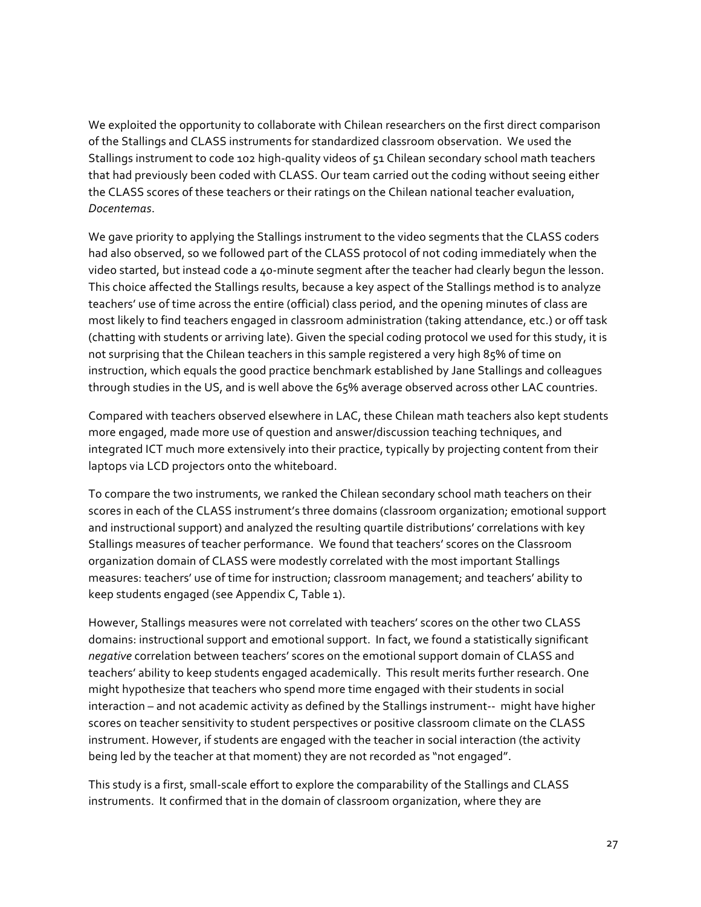We exploited the opportunity to collaborate with Chilean researchers on the first direct comparison of the Stallings and CLASS instruments for standardized classroom observation. We used the Stallings instrument to code 102 high-quality videos of 51 Chilean secondary school math teachers that had previously been coded with CLASS. Our team carried out the coding without seeing either the CLASS scores of these teachers or their ratings on the Chilean national teacher evaluation, *Docentemas*.

We gave priority to applying the Stallings instrument to the video segments that the CLASS coders had also observed, so we followed part of the CLASS protocol of not coding immediately when the video started, but instead code a 40-minute segment after the teacher had clearly begun the lesson. This choice affected the Stallings results, because a key aspect of the Stallings method is to analyze teachers' use of time across the entire (official) class period, and the opening minutes of class are most likely to find teachers engaged in classroom administration (taking attendance, etc.) or off task (chatting with students or arriving late). Given the special coding protocol we used for this study, it is not surprising that the Chilean teachers in this sample registered a very high 85% of time on instruction, which equals the good practice benchmark established by Jane Stallings and colleagues through studies in the US, and is well above the 65% average observed across other LAC countries.

Compared with teachers observed elsewhere in LAC, these Chilean math teachers also kept students more engaged, made more use of question and answer/discussion teaching techniques, and integrated ICT much more extensively into their practice, typically by projecting content from their laptops via LCD projectors onto the whiteboard.

To compare the two instruments, we ranked the Chilean secondary school math teachers on their scores in each of the CLASS instrument's three domains (classroom organization; emotional support and instructional support) and analyzed the resulting quartile distributions' correlations with key Stallings measures of teacher performance. We found that teachers' scores on the Classroom organization domain of CLASS were modestly correlated with the most important Stallings measures: teachers' use of time for instruction; classroom management; and teachers' ability to keep students engaged (see Appendix C, Table 1).

However, Stallings measures were not correlated with teachers' scores on the other two CLASS domains: instructional support and emotional support. In fact, we found a statistically significant *negative* correlation between teachers' scores on the emotional support domain of CLASS and teachers' ability to keep students engaged academically. This result merits further research. One might hypothesize that teachers who spend more time engaged with their students in social interaction – and not academic activity as defined by the Stallings instrument-- might have higher scores on teacher sensitivity to student perspectives or positive classroom climate on the CLASS instrument. However, if students are engaged with the teacher in social interaction (the activity being led by the teacher at that moment) they are not recorded as "not engaged".

This study is a first, small-scale effort to explore the comparability of the Stallings and CLASS instruments. It confirmed that in the domain of classroom organization, where they are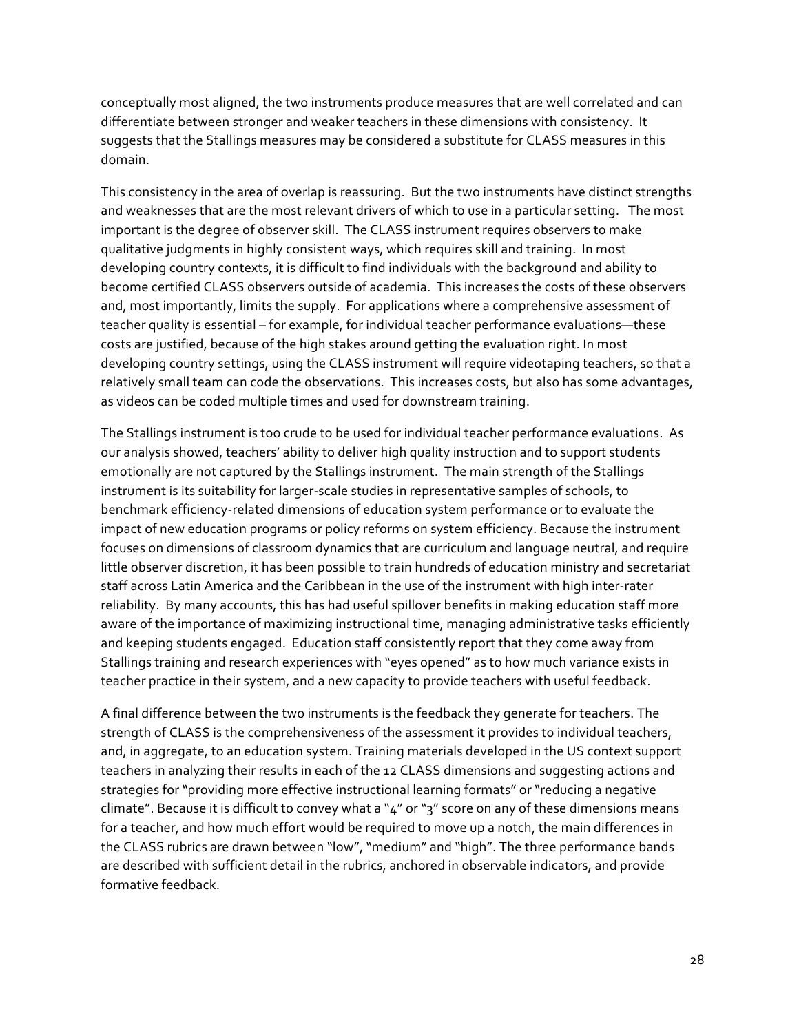conceptually most aligned, the two instruments produce measures that are well correlated and can differentiate between stronger and weaker teachers in these dimensions with consistency. It suggests that the Stallings measures may be considered a substitute for CLASS measures in this domain.

This consistency in the area of overlap is reassuring. But the two instruments have distinct strengths and weaknesses that are the most relevant drivers of which to use in a particular setting. The most important is the degree of observer skill. The CLASS instrument requires observers to make qualitative judgments in highly consistent ways, which requires skill and training. In most developing country contexts, it is difficult to find individuals with the background and ability to become certified CLASS observers outside of academia. This increases the costs of these observers and, most importantly, limits the supply. For applications where a comprehensive assessment of teacher quality is essential – for example, for individual teacher performance evaluations—these costs are justified, because of the high stakes around getting the evaluation right. In most developing country settings, using the CLASS instrument will require videotaping teachers, so that a relatively small team can code the observations. This increases costs, but also has some advantages, as videos can be coded multiple times and used for downstream training.

The Stallings instrument is too crude to be used for individual teacher performance evaluations. As our analysis showed, teachers' ability to deliver high quality instruction and to support students emotionally are not captured by the Stallings instrument. The main strength of the Stallings instrument is its suitability for larger-scale studies in representative samples of schools, to benchmark efficiency-related dimensions of education system performance or to evaluate the impact of new education programs or policy reforms on system efficiency. Because the instrument focuses on dimensions of classroom dynamics that are curriculum and language neutral, and require little observer discretion, it has been possible to train hundreds of education ministry and secretariat staff across Latin America and the Caribbean in the use of the instrument with high inter-rater reliability. By many accounts, this has had useful spillover benefits in making education staff more aware of the importance of maximizing instructional time, managing administrative tasks efficiently and keeping students engaged. Education staff consistently report that they come away from Stallings training and research experiences with "eyes opened" as to how much variance exists in teacher practice in their system, and a new capacity to provide teachers with useful feedback.

A final difference between the two instruments is the feedback they generate for teachers. The strength of CLASS is the comprehensiveness of the assessment it provides to individual teachers, and, in aggregate, to an education system. Training materials developed in the US context support teachers in analyzing their results in each of the 12 CLASS dimensions and suggesting actions and strategies for "providing more effective instructional learning formats" or "reducing a negative climate". Because it is difficult to convey what a "4" or "3" score on any of these dimensions means for a teacher, and how much effort would be required to move up a notch, the main differences in the CLASS rubrics are drawn between "low", "medium" and "high". The three performance bands are described with sufficient detail in the rubrics, anchored in observable indicators, and provide formative feedback.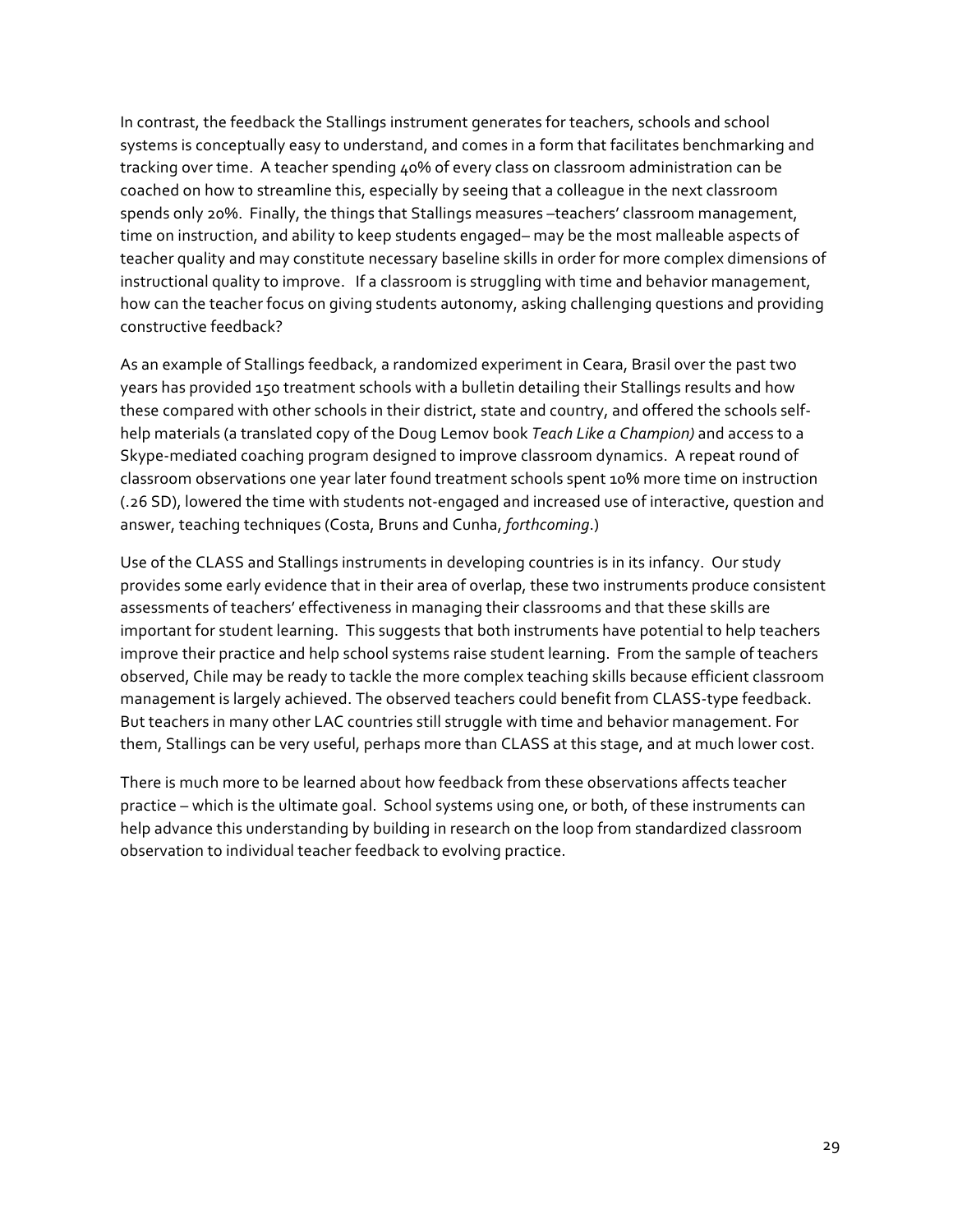In contrast, the feedback the Stallings instrument generates for teachers, schools and school systems is conceptually easy to understand, and comes in a form that facilitates benchmarking and tracking over time. A teacher spending 40% of every class on classroom administration can be coached on how to streamline this, especially by seeing that a colleague in the next classroom spends only 20%. Finally, the things that Stallings measures –teachers' classroom management, time on instruction, and ability to keep students engaged– may be the most malleable aspects of teacher quality and may constitute necessary baseline skills in order for more complex dimensions of instructional quality to improve. If a classroom is struggling with time and behavior management, how can the teacher focus on giving students autonomy, asking challenging questions and providing constructive feedback?

As an example of Stallings feedback, a randomized experiment in Ceara, Brasil over the past two years has provided 150 treatment schools with a bulletin detailing their Stallings results and how these compared with other schools in their district, state and country, and offered the schools self-help materials (a translated copy of the Doug Lemov book *Teach Like a Champion)* and access to a Skype-mediated coaching program designed to improve classroom dynamics. A repeat round of classroom observations one year later found treatment schools spent 10% more time on instruction (.26 SD), lowered the time with students not-engaged and increased use of interactive, question and answer, teaching techniques (Costa, Bruns and Cunha, *forthcoming*.)

Use of the CLASS and Stallings instruments in developing countries is in its infancy. Our study provides some early evidence that in their area of overlap, these two instruments produce consistent assessments of teachers' effectiveness in managing their classrooms and that these skills are important for student learning. This suggests that both instruments have potential to help teachers improve their practice and help school systems raise student learning. From the sample of teachers observed, Chile may be ready to tackle the more complex teaching skills because efficient classroom management is largely achieved. The observed teachers could benefit from CLASS-type feedback. But teachers in many other LAC countries still struggle with time and behavior management. For them, Stallings can be very useful, perhaps more than CLASS at this stage, and at much lower cost.

There is much more to be learned about how feedback from these observations affects teacher practice – which is the ultimate goal. School systems using one, or both, of these instruments can help advance this understanding by building in research on the loop from standardized classroom observation to individual teacher feedback to evolving practice.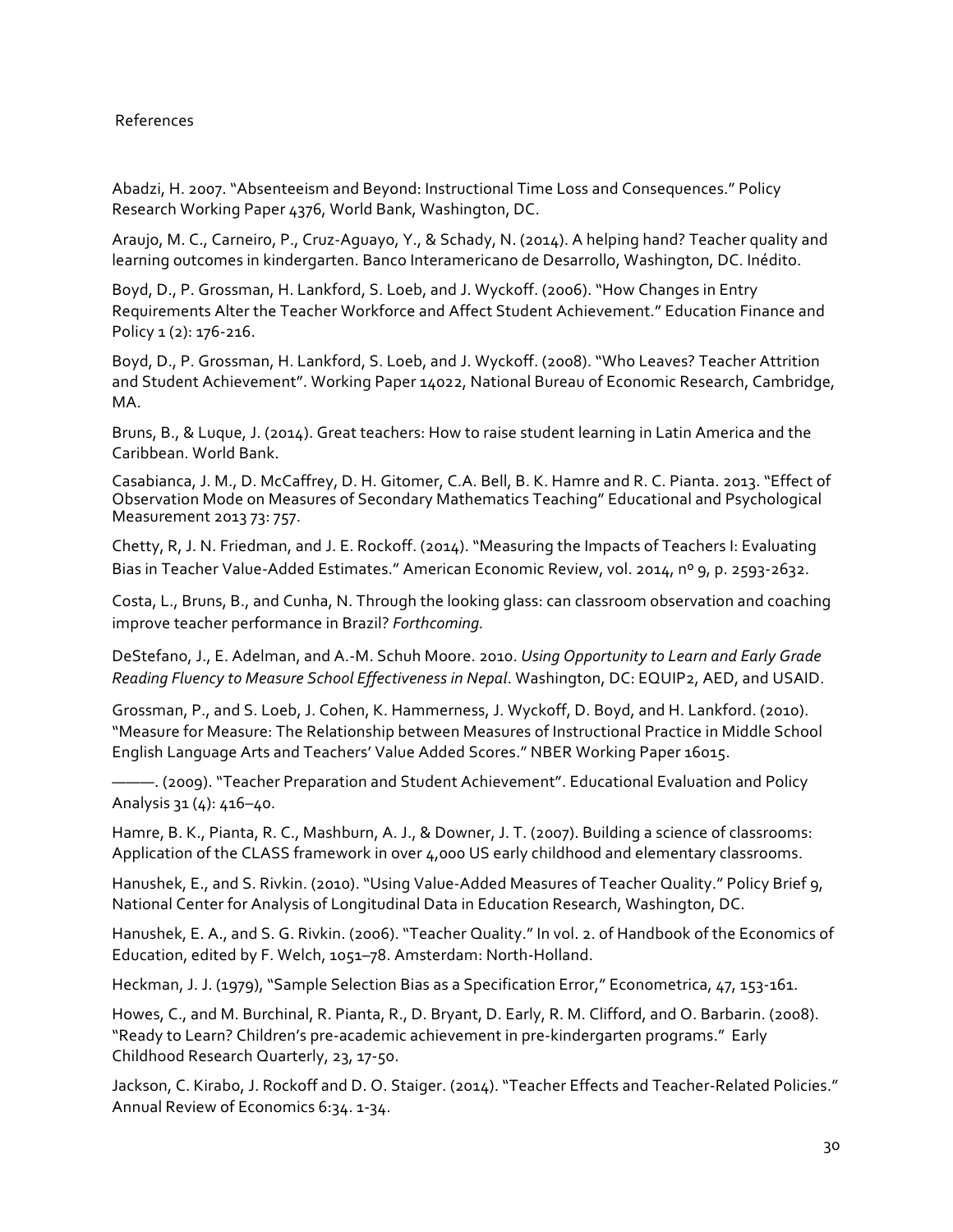References

Abadzi, H. 2007. "Absenteeism and Beyond: Instructional Time Loss and Consequences." Policy Research Working Paper 4376, World Bank, Washington, DC.

Araujo, M. C., Carneiro, P., Cruz-Aguayo, Y., & Schady, N. (2014). A helping hand? Teacher quality and learning outcomes in kindergarten. Banco Interamericano de Desarrollo, Washington, DC. Inédito.

Boyd, D., P. Grossman, H. Lankford, S. Loeb, and J. Wyckoff. (2006). "How Changes in Entry Requirements Alter the Teacher Workforce and Affect Student Achievement." Education Finance and Policy 1 (2): 176-216.

Boyd, D., P. Grossman, H. Lankford, S. Loeb, and J. Wyckoff. (2008). "Who Leaves? Teacher Attrition and Student Achievement". Working Paper 14022, National Bureau of Economic Research, Cambridge, MA.

Bruns, B., & Luque, J. (2014). Great teachers: How to raise student learning in Latin America and the Caribbean. World Bank.

Casabianca, J. M., D. McCaffrey, D. H. Gitomer, C.A. Bell, B. K. Hamre and R. C. Pianta. 2013. "Effect of Observation Mode on Measures of Secondary Mathematics Teaching" Educational and Psychological Measurement 2013 73: 757.

Chetty, R, J. N. Friedman, and J. E. Rockoff. (2014). "Measuring the Impacts of Teachers I: Evaluating Bias in Teacher Value-Added Estimates." American Economic Review, vol. 2014, nº 9, p. 2593-2632.

Costa, L., Bruns, B., and Cunha, N. Through the looking glass: can classroom observation and coaching improve teacher performance in Brazil? *Forthcoming.*

DeStefano, J., E. Adelman, and A.-M. Schuh Moore. 2010. *Using Opportunity to Learn and Early Grade Reading Fluency to Measure School Effectiveness in Nepal*. Washington, DC: EQUIP2, AED, and USAID.

Grossman, P., and S. Loeb, J. Cohen, K. Hammerness, J. Wyckoff, D. Boyd, and H. Lankford. (2010). "Measure for Measure: The Relationship between Measures of Instructional Practice in Middle School English Language Arts and Teachers' Value Added Scores." NBER Working Paper 16015.

———. (2009). "Teacher Preparation and Student Achievement". Educational Evaluation and Policy Analysis 31 (4): 416–40.

Hamre, B. K., Pianta, R. C., Mashburn, A. J., & Downer, J. T. (2007). Building a science of classrooms: Application of the CLASS framework in over 4,000 US early childhood and elementary classrooms.

Hanushek, E., and S. Rivkin. (2010). "Using Value-Added Measures of Teacher Quality." Policy Brief 9, National Center for Analysis of Longitudinal Data in Education Research, Washington, DC.

Hanushek, E. A., and S. G. Rivkin. (2006). "Teacher Quality." In vol. 2. of Handbook of the Economics of Education, edited by F. Welch, 1051–78. Amsterdam: North-Holland.

Heckman, J. J. (1979), "Sample Selection Bias as a Specification Error," Econometrica, 47, 153-161.

Howes, C., and M. Burchinal, R. Pianta, R., D. Bryant, D. Early, R. M. Clifford, and O. Barbarin. (2008). "Ready to Learn? Children's pre-academic achievement in pre-kindergarten programs." Early Childhood Research Quarterly, 23, 17-50.

Jackson, C. Kirabo, J. Rockoff and D. O. Staiger. (2014). "Teacher Effects and Teacher-Related Policies." Annual Review of Economics 6:34. 1-34.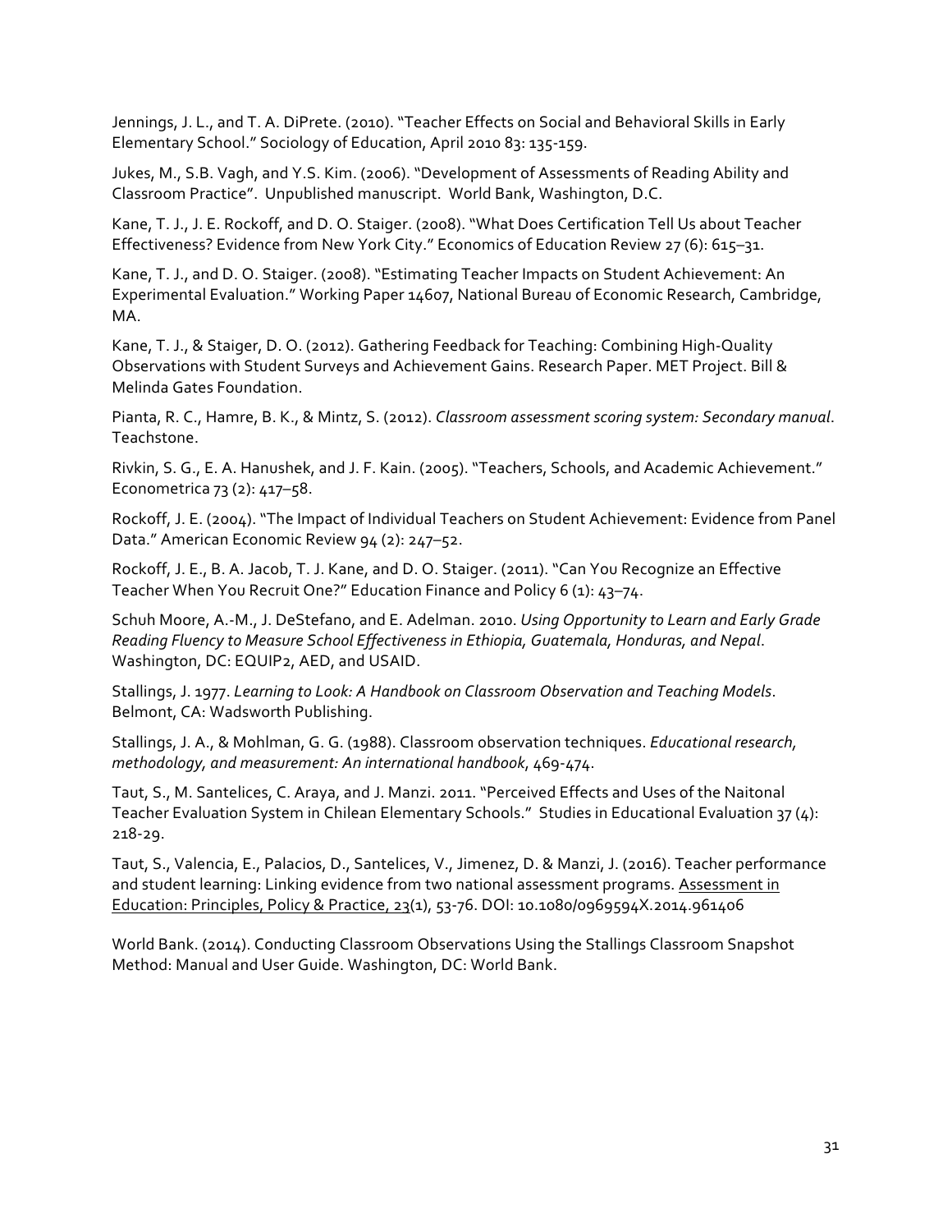Jennings, J. L., and T. A. DiPrete. (2010). "Teacher Effects on Social and Behavioral Skills in Early Elementary School." Sociology of Education, April 2010 83: 135-159.

Jukes, M., S.B. Vagh, and Y.S. Kim. (2006). "Development of Assessments of Reading Ability and Classroom Practice". Unpublished manuscript. World Bank, Washington, D.C.

Kane, T. J., J. E. Rockoff, and D. O. Staiger. (2008). "What Does Certification Tell Us about Teacher Effectiveness? Evidence from New York City." Economics of Education Review 27 (6): 615–31.

Kane, T. J., and D. O. Staiger. (2008). "Estimating Teacher Impacts on Student Achievement: An Experimental Evaluation." Working Paper 14607, National Bureau of Economic Research, Cambridge, MA.

Kane, T. J., & Staiger, D. O. (2012). Gathering Feedback for Teaching: Combining High-Quality Observations with Student Surveys and Achievement Gains. Research Paper. MET Project. Bill & Melinda Gates Foundation.

Pianta, R. C., Hamre, B. K., & Mintz, S. (2012). *Classroom assessment scoring system: Secondary manual*. Teachstone.

Rivkin, S. G., E. A. Hanushek, and J. F. Kain. (2005). "Teachers, Schools, and Academic Achievement." Econometrica 73 (2): 417–58.

Rockoff, J. E. (2004). "The Impact of Individual Teachers on Student Achievement: Evidence from Panel Data." American Economic Review 94 (2): 247–52.

Rockoff, J. E., B. A. Jacob, T. J. Kane, and D. O. Staiger. (2011). "Can You Recognize an Effective Teacher When You Recruit One?" Education Finance and Policy 6 (1): 43–74.

Schuh Moore, A.-M., J. DeStefano, and E. Adelman. 2010. *Using Opportunity to Learn and Early Grade Reading Fluency to Measure School Effectiveness in Ethiopia, Guatemala, Honduras, and Nepal*. Washington, DC: EQUIP2, AED, and USAID.

Stallings, J. 1977. *Learning to Look: A Handbook on Classroom Observation and Teaching Models*. Belmont, CA: Wadsworth Publishing.

Stallings, J. A., & Mohlman, G. G. (1988). Classroom observation techniques. *Educational research, methodology, and measurement: An international handbook*, 469-474.

Taut, S., M. Santelices, C. Araya, and J. Manzi. 2011. "Perceived Effects and Uses of the Naitonal Teacher Evaluation System in Chilean Elementary Schools." Studies in Educational Evaluation 37 (4): 218-29.

Taut, S., Valencia, E., Palacios, D., Santelices, V., Jimenez, D. & Manzi, J. (2016). Teacher performance and student learning: Linking evidence from two national assessment programs. Assessment in Education: Principles, Policy & Practice, 23(1), 53-76. DOI: 10.1080/0969594X.2014.961406

World Bank. (2014). Conducting Classroom Observations Using the Stallings Classroom Snapshot Method: Manual and User Guide. Washington, DC: World Bank.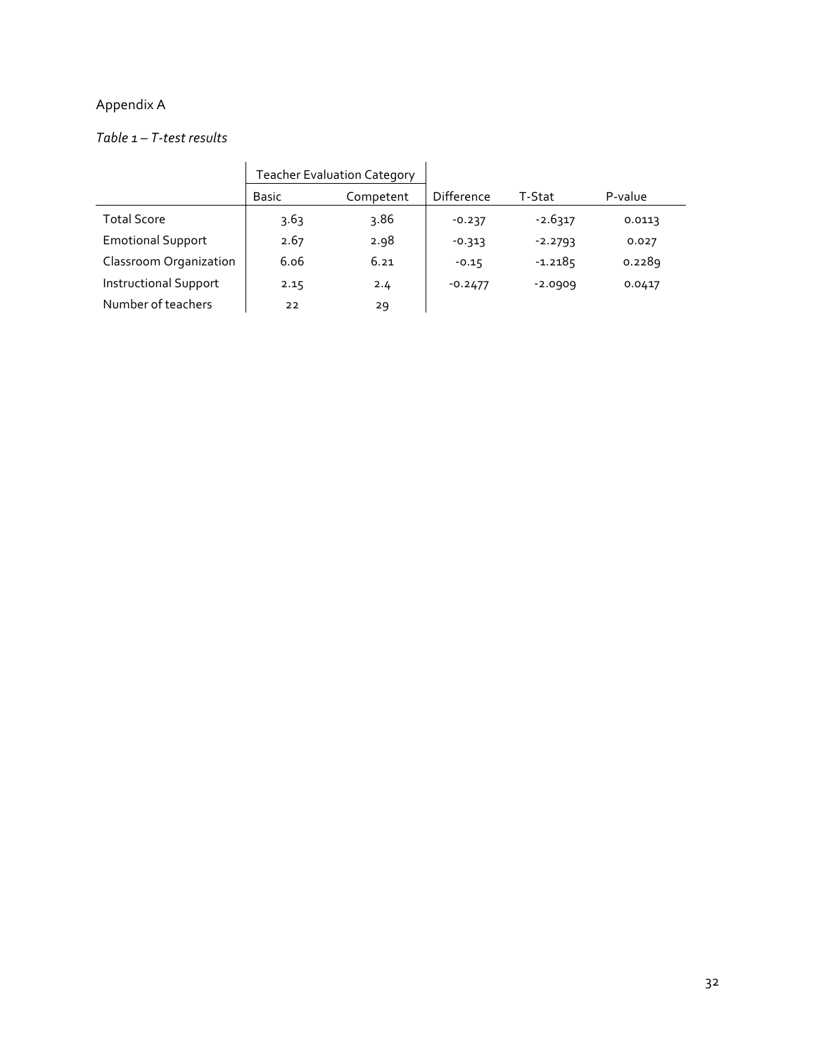Appendix A

*Table 1 – T-test results*

| | Teacher Evaluation Category | | | | |
|---|---|---|---|---|---|
| | Basic | Competent | Difference | T-Stat | P-value |
| Total Score | 3.63 | 3.86 | -0.237 | -2.6317 | 0.0113 |
| Emotional Support | 2.67 | 2.98 | -0.313 | -2.2793 | 0.027 |
| Classroom Organization | 6.06 | 6.21 | -0.15 | -1.2185 | 0.2289 |
| Instructional Support | 2.15 | 2.4 | -0.2477 | -2.0909 | 0.0417 |
| Number of teachers | 22 | 29 | | | |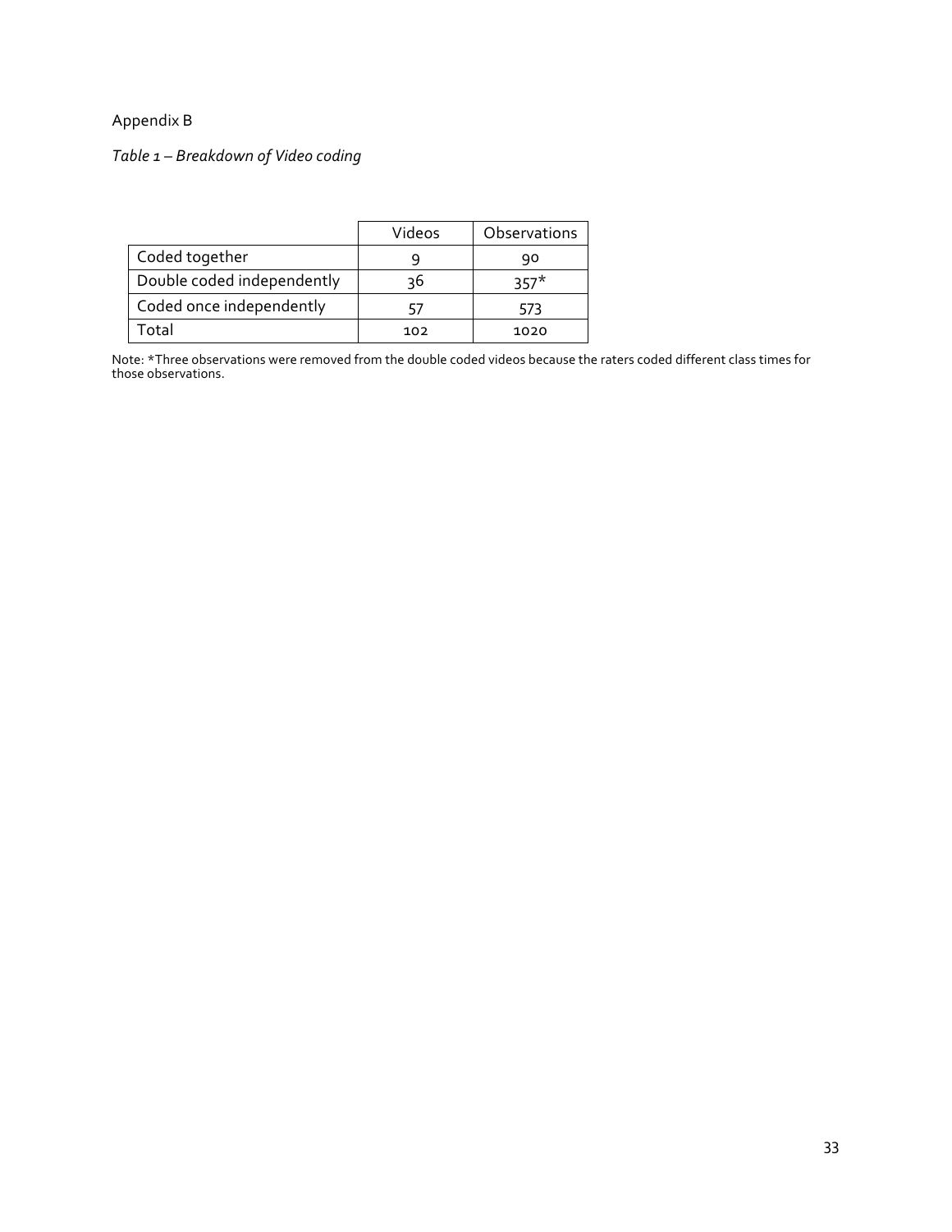Appendix B

*Table 1 – Breakdown of Video coding*

| | Videos | Observations |
|---|---|---|
| Coded together | 9 | 90 |
| Double coded independently | 36 | 357* |
| Coded once independently | 57 | 573 |
| Total | 102 | 1020 |

Note: *Three observations were removed from the double coded videos because the raters coded different class times for those observations.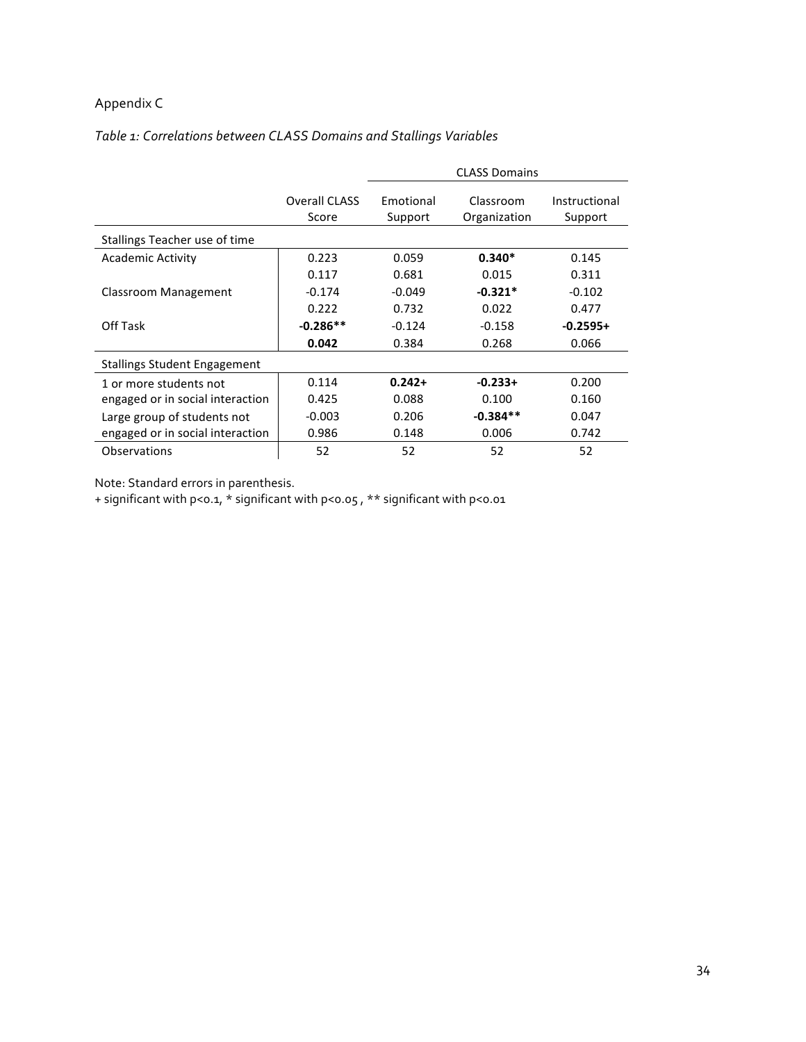Appendix C

*Table 1: Correlations between CLASS Domains and Stallings Variables*

| | | CLASS Domains | | |
|---|---|---|---|---|
| | Overall CLASS Score | Emotional Support | Classroom Organization | Instructional Support |
| Stallings Teacher use of time | | | | |
| Academic Activity | 0.223 | 0.059 | **0.340*** | 0.145 |
| | 0.117 | 0.681 | 0.015 | 0.311 |
| Classroom Management | -0.174 | -0.049 | **-0.321*** | -0.102 |
| | 0.222 | 0.732 | 0.022 | 0.477 |
| Off Task | **-0.286**** | -0.124 | -0.158 | **-0.2595+** |
| | **0.042** | 0.384 | 0.268 | 0.066 |
| Stallings Student Engagement | | | | |
| 1 or more students not engaged or in social interaction | 0.114 | **0.242+** | **-0.233+** | 0.200 |
| | 0.425 | 0.088 | 0.100 | 0.160 |
| Large group of students not engaged or in social interaction | -0.003 | 0.206 | **-0.384**** | 0.047 |
| | 0.986 | 0.148 | 0.006 | 0.742 |
| Observations | 52 | 52 | 52 | 52 |

Note: Standard errors in parenthesis.

+ significant with $p<0.1$, * significant with $p<0.05$ , ** significant with $p<0.01$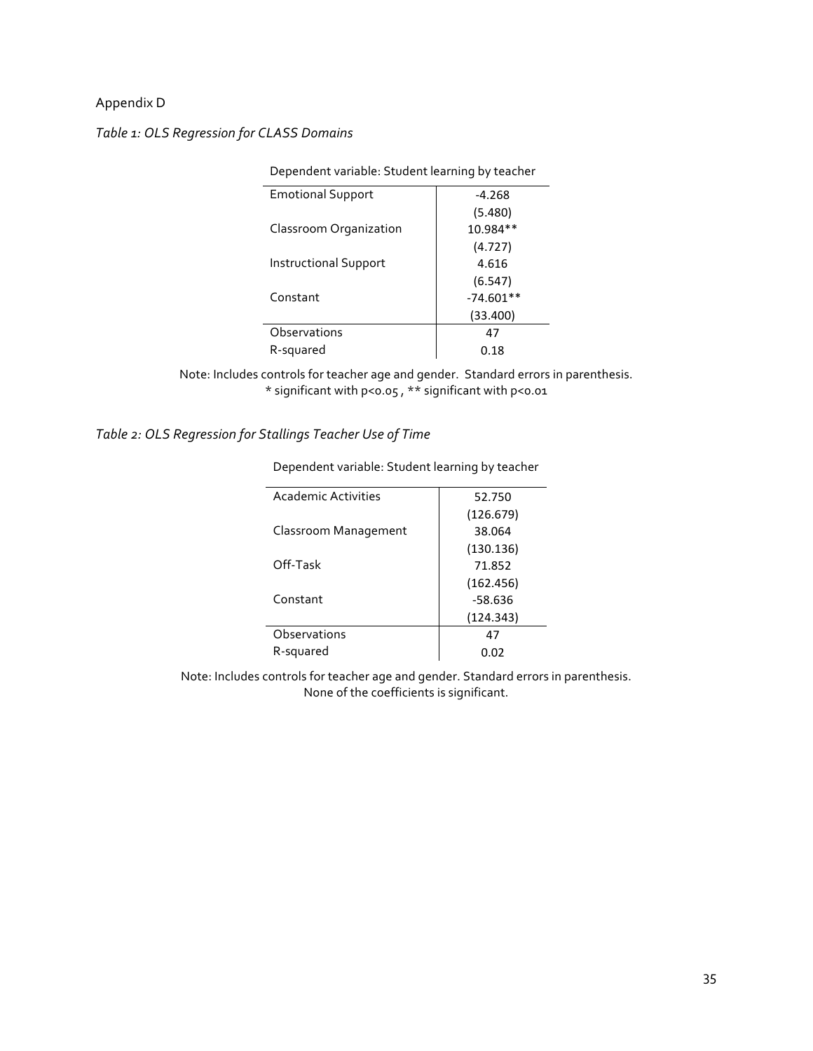Appendix D

*Table 1: OLS Regression for CLASS Domains*

| Dependent variable: Student learning by teacher | |
|---|---|
| Emotional Support | -4.268 |
| | (5.480) |
| Classroom Organization | 10.984** |
| | (4.727) |
| Instructional Support | 4.616 |
| | (6.547) |
| Constant | -74.601** |
| | (33.400) |
| Observations | 47 |
| R-squared | 0.18 |

Note: Includes controls for teacher age and gender. Standard errors in parenthesis.
* significant with $p<0.05$ , ** significant with $p<0.01$

*Table 2: OLS Regression for Stallings Teacher Use of Time*

| Dependent variable: Student learning by teacher | |
|---|---|
| Academic Activities | 52.750 |
| | (126.679) |
| Classroom Management | 38.064 |
| | (130.136) |
| Off-Task | 71.852 |
| | (162.456) |
| Constant | -58.636 |
| | (124.343) |
| Observations | 47 |
| R-squared | 0.02 |

Note: Includes controls for teacher age and gender. Standard errors in parenthesis.
None of the coefficients is significant.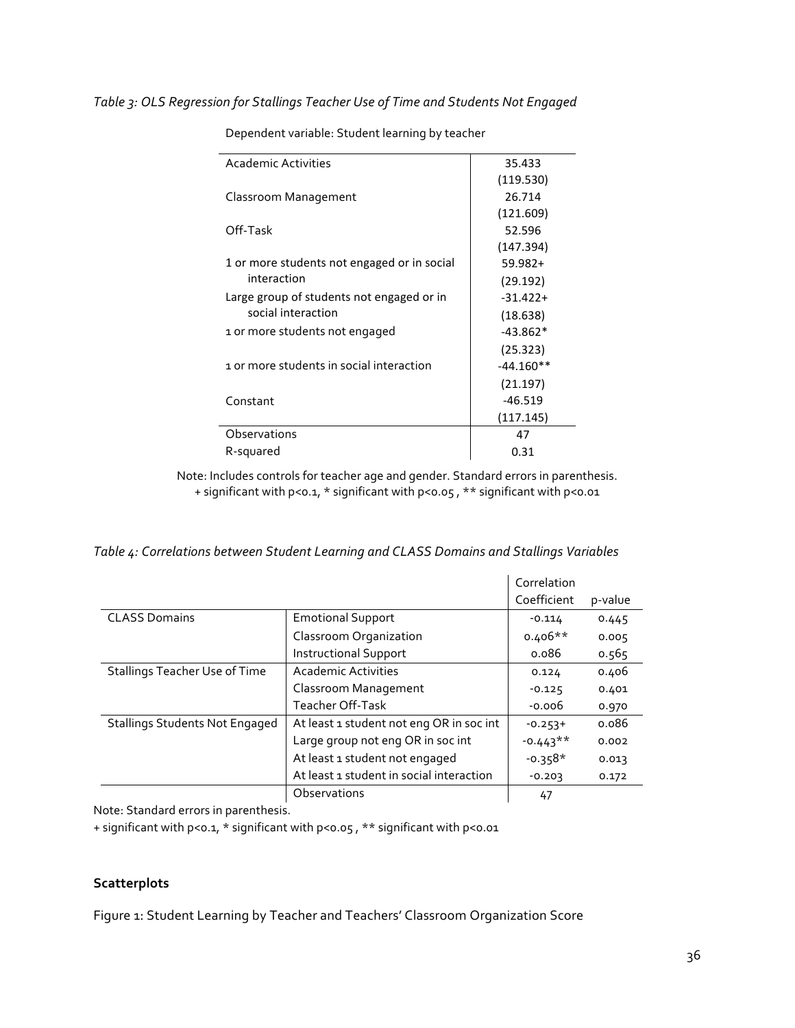*Table 3: OLS Regression for Stallings Teacher Use of Time and Students Not Engaged*

| Dependent variable: Student learning by teacher | |
|---|---|
| Academic Activities | 35.433 |
| | (119.530) |
| Classroom Management | 26.714 |
| | (121.609) |
| Off-Task | 52.596 |
| | (147.394) |
| 1 or more students not engaged or in social interaction | 59.982+ |
| | (29.192) |
| Large group of students not engaged or in social interaction | -31.422+ |
| | (18.638) |
| 1 or more students not engaged | -43.862* |
| | (25.323) |
| 1 or more students in social interaction | -44.160** |
| | (21.197) |
| Constant | -46.519 |
| | (117.145) |
| Observations | 47 |
| R-squared | 0.31 |

Note: Includes controls for teacher age and gender. Standard errors in parenthesis.
+ significant with p<0.1, * significant with p<0.05 , ** significant with p<0.01

*Table 4: Correlations between Student Learning and CLASS Domains and Stallings Variables*

| | | Correlation Coefficient | p-value |
|---|---|---|---|
| CLASS Domains | Emotional Support | -0.114 | 0.445 |
| | Classroom Organization | 0.406** | 0.005 |
| | Instructional Support | 0.086 | 0.565 |
| Stallings Teacher Use of Time | Academic Activities | 0.124 | 0.406 |
| | Classroom Management | -0.125 | 0.401 |
| | Teacher Off-Task | -0.006 | 0.970 |
| Stallings Students Not Engaged | At least 1 student not eng OR in soc int | -0.253+ | 0.086 |
| | Large group not eng OR in soc int | -0.443** | 0.002 |
| | At least 1 student not engaged | -0.358* | 0.013 |
| | At least 1 student in social interaction | -0.203 | 0.172 |
| | Observations | 47 | |

Note: Standard errors in parenthesis.

+ significant with p<0.1, * significant with p<0.05 , ** significant with p<0.01

## Scatterplots

Figure 1: Student Learning by Teacher and Teachers' Classroom Organization Score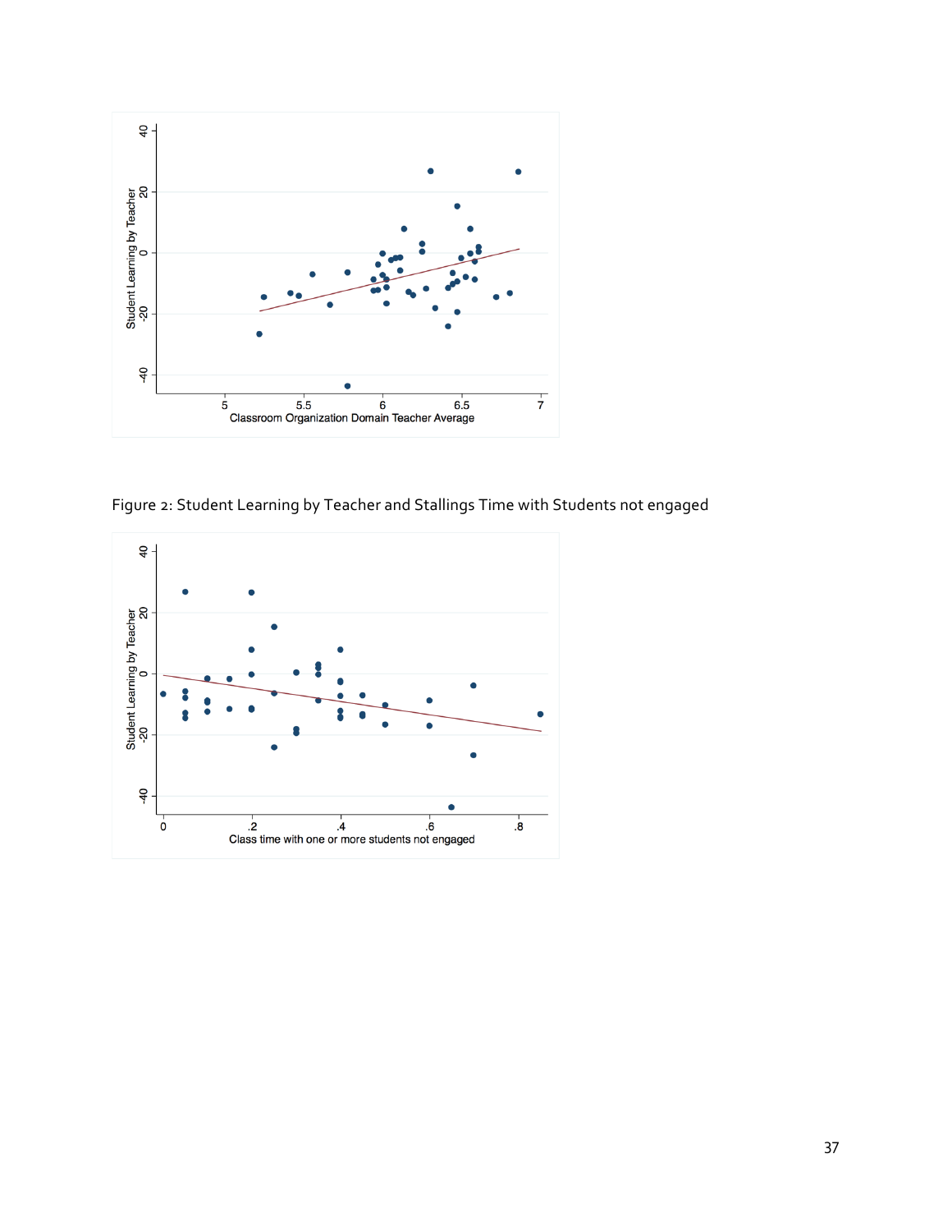Student Learning by Teacher

40
20
0
-20
-40

5
5.5
6
6.5
7

Classroom Organization Domain Teacher Average

Figure 2: Student Learning by Teacher and Stallings Time with Students not engaged

Student Learning by Teacher

40
20
0
-20
-40

0
.2
.4
.6
.8

Class time with one or more students not engaged